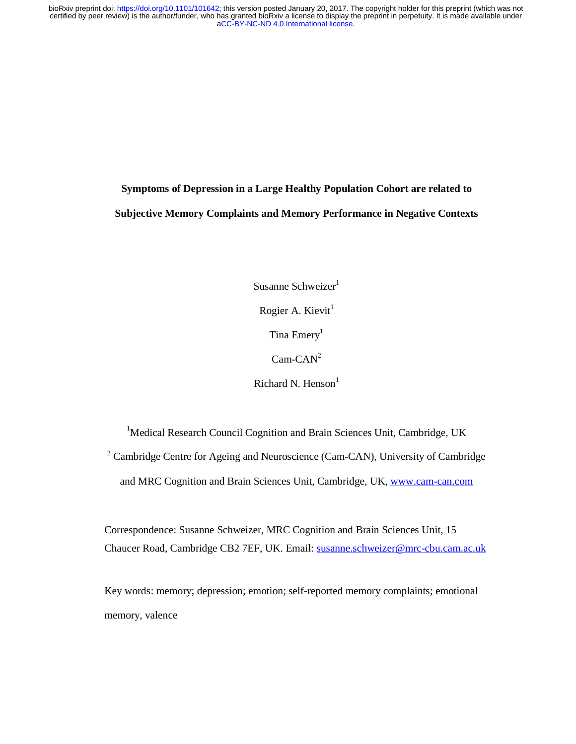# Symptoms of Depression in a Large Healthy Population Cohort are related to Subjective Memory Complaints and Memory Performance in Negative Contexts

Susanne Schweizer[1]

Rogier A. Kievit[1]

Tina Emery[1]

Cam-CAN[2]

Richard N. Henson[1]

[1]Medical Research Council Cognition and Brain Sciences Unit, Cambridge, UK

[2] Cambridge Centre for Ageing and Neuroscience (Cam-CAN), University of Cambridge and MRC Cognition and Brain Sciences Unit, Cambridge, UK, www.cam-can.com

Correspondence: Susanne Schweizer, MRC Cognition and Brain Sciences Unit, 15 Chaucer Road, Cambridge CB2 7EF, UK. Email: susanne.schweizer@mrc-cbu.cam.ac.uk

Key words: memory; depression; emotion; self-reported memory complaints; emotional memory, valence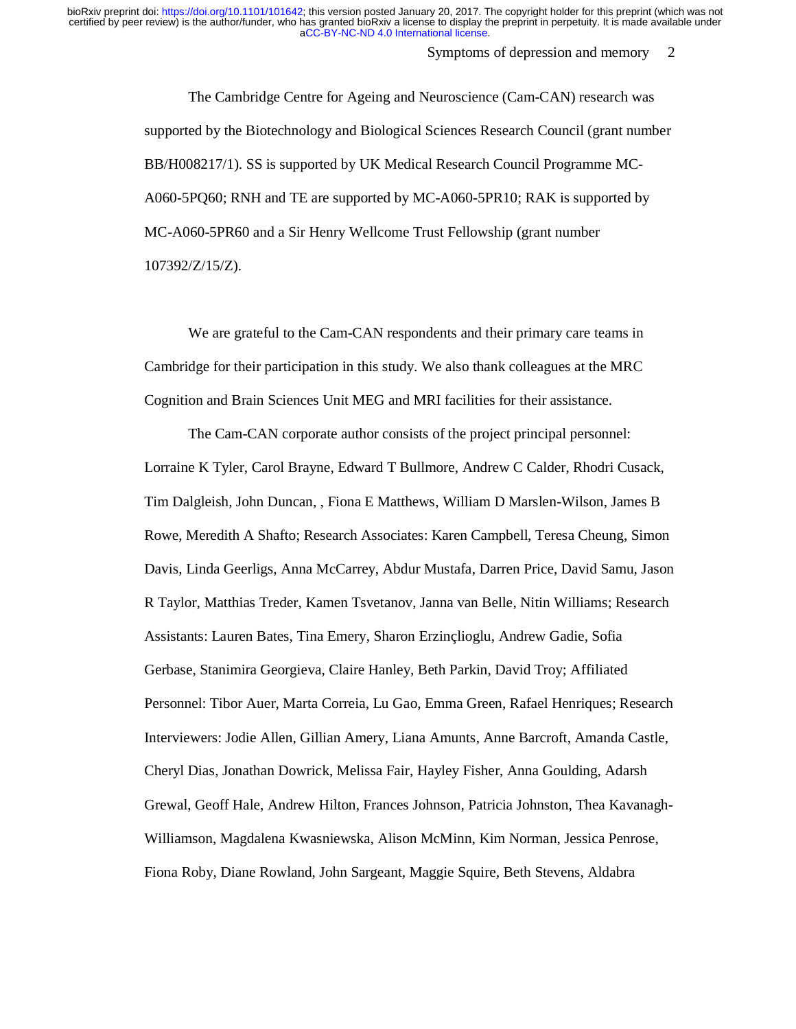The Cambridge Centre for Ageing and Neuroscience (Cam-CAN) research was supported by the Biotechnology and Biological Sciences Research Council (grant number BB/H008217/1). SS is supported by UK Medical Research Council Programme MC-A060-5PQ60; RNH and TE are supported by MC-A060-5PR10; RAK is supported by MC-A060-5PR60 and a Sir Henry Wellcome Trust Fellowship (grant number 107392/Z/15/Z).

We are grateful to the Cam-CAN respondents and their primary care teams in Cambridge for their participation in this study. We also thank colleagues at the MRC Cognition and Brain Sciences Unit MEG and MRI facilities for their assistance.

The Cam-CAN corporate author consists of the project principal personnel: Lorraine K Tyler, Carol Brayne, Edward T Bullmore, Andrew C Calder, Rhodri Cusack, Tim Dalgleish, John Duncan, , Fiona E Matthews, William D Marslen-Wilson, James B Rowe, Meredith A Shafto; Research Associates: Karen Campbell, Teresa Cheung, Simon Davis, Linda Geerligs, Anna McCarrey, Abdur Mustafa, Darren Price, David Samu, Jason R Taylor, Matthias Treder, Kamen Tsvetanov, Janna van Belle, Nitin Williams; Research Assistants: Lauren Bates, Tina Emery, Sharon Erzinçlioglu, Andrew Gadie, Sofia Gerbase, Stanimira Georgieva, Claire Hanley, Beth Parkin, David Troy; Affiliated Personnel: Tibor Auer, Marta Correia, Lu Gao, Emma Green, Rafael Henriques; Research Interviewers: Jodie Allen, Gillian Amery, Liana Amunts, Anne Barcroft, Amanda Castle, Cheryl Dias, Jonathan Dowrick, Melissa Fair, Hayley Fisher, Anna Goulding, Adarsh Grewal, Geoff Hale, Andrew Hilton, Frances Johnson, Patricia Johnston, Thea Kavanagh-Williamson, Magdalena Kwasniewska, Alison McMinn, Kim Norman, Jessica Penrose, Fiona Roby, Diane Rowland, John Sargeant, Maggie Squire, Beth Stevens, Aldabra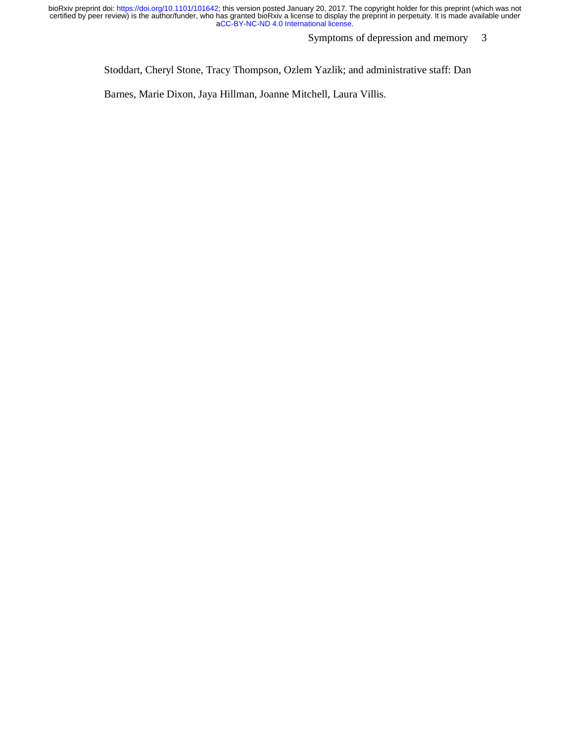Stoddart, Cheryl Stone, Tracy Thompson, Ozlem Yazlik; and administrative staff: Dan Barnes, Marie Dixon, Jaya Hillman, Joanne Mitchell, Laura Villis.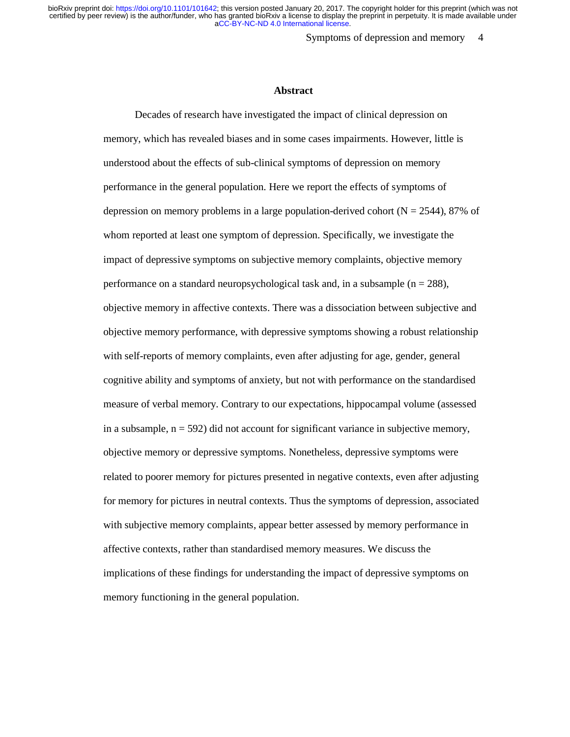## Abstract

Decades of research have investigated the impact of clinical depression on memory, which has revealed biases and in some cases impairments. However, little is understood about the effects of sub-clinical symptoms of depression on memory performance in the general population. Here we report the effects of symptoms of depression on memory problems in a large population-derived cohort (N = 2544), 87% of whom reported at least one symptom of depression. Specifically, we investigate the impact of depressive symptoms on subjective memory complaints, objective memory performance on a standard neuropsychological task and, in a subsample (n = 288), objective memory in affective contexts. There was a dissociation between subjective and objective memory performance, with depressive symptoms showing a robust relationship with self-reports of memory complaints, even after adjusting for age, gender, general cognitive ability and symptoms of anxiety, but not with performance on the standardised measure of verbal memory. Contrary to our expectations, hippocampal volume (assessed in a subsample, n = 592) did not account for significant variance in subjective memory, objective memory or depressive symptoms. Nonetheless, depressive symptoms were related to poorer memory for pictures presented in negative contexts, even after adjusting for memory for pictures in neutral contexts. Thus the symptoms of depression, associated with subjective memory complaints, appear better assessed by memory performance in affective contexts, rather than standardised memory measures. We discuss the implications of these findings for understanding the impact of depressive symptoms on memory functioning in the general population.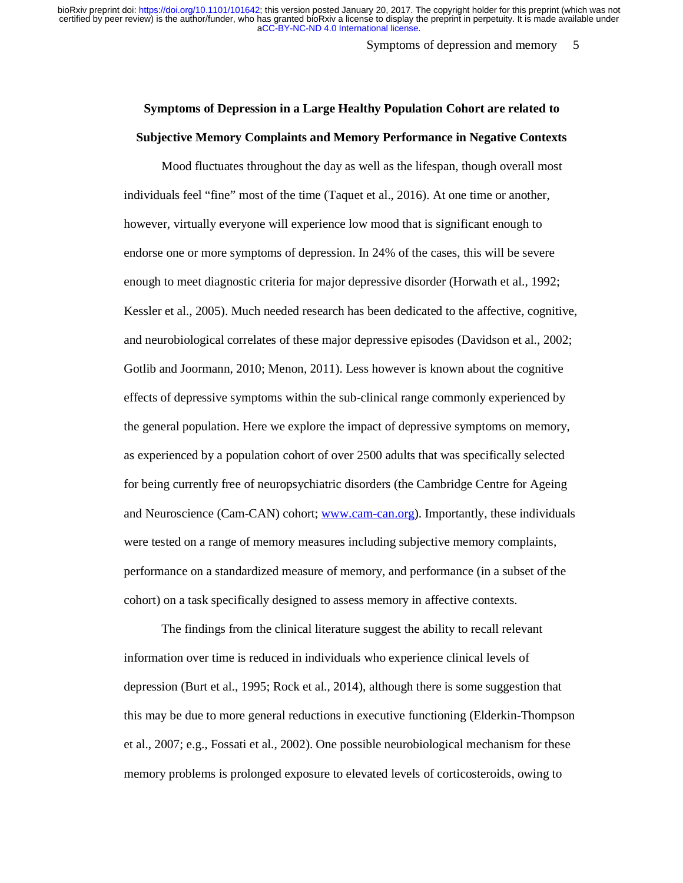**Symptoms of Depression in a Large Healthy Population Cohort are related to Subjective Memory Complaints and Memory Performance in Negative Contexts**

Mood fluctuates throughout the day as well as the lifespan, though overall most individuals feel "fine" most of the time (Taquet et al., 2016). At one time or another, however, virtually everyone will experience low mood that is significant enough to endorse one or more symptoms of depression. In 24% of the cases, this will be severe enough to meet diagnostic criteria for major depressive disorder (Horwath et al., 1992; Kessler et al., 2005). Much needed research has been dedicated to the affective, cognitive, and neurobiological correlates of these major depressive episodes (Davidson et al., 2002; Gotlib and Joormann, 2010; Menon, 2011). Less however is known about the cognitive effects of depressive symptoms within the sub-clinical range commonly experienced by the general population. Here we explore the impact of depressive symptoms on memory, as experienced by a population cohort of over 2500 adults that was specifically selected for being currently free of neuropsychiatric disorders (the Cambridge Centre for Ageing and Neuroscience (Cam-CAN) cohort; www.cam-can.org). Importantly, these individuals were tested on a range of memory measures including subjective memory complaints, performance on a standardized measure of memory, and performance (in a subset of the cohort) on a task specifically designed to assess memory in affective contexts.

The findings from the clinical literature suggest the ability to recall relevant information over time is reduced in individuals who experience clinical levels of depression (Burt et al., 1995; Rock et al., 2014), although there is some suggestion that this may be due to more general reductions in executive functioning (Elderkin-Thompson et al., 2007; e.g., Fossati et al., 2002). One possible neurobiological mechanism for these memory problems is prolonged exposure to elevated levels of corticosteroids, owing to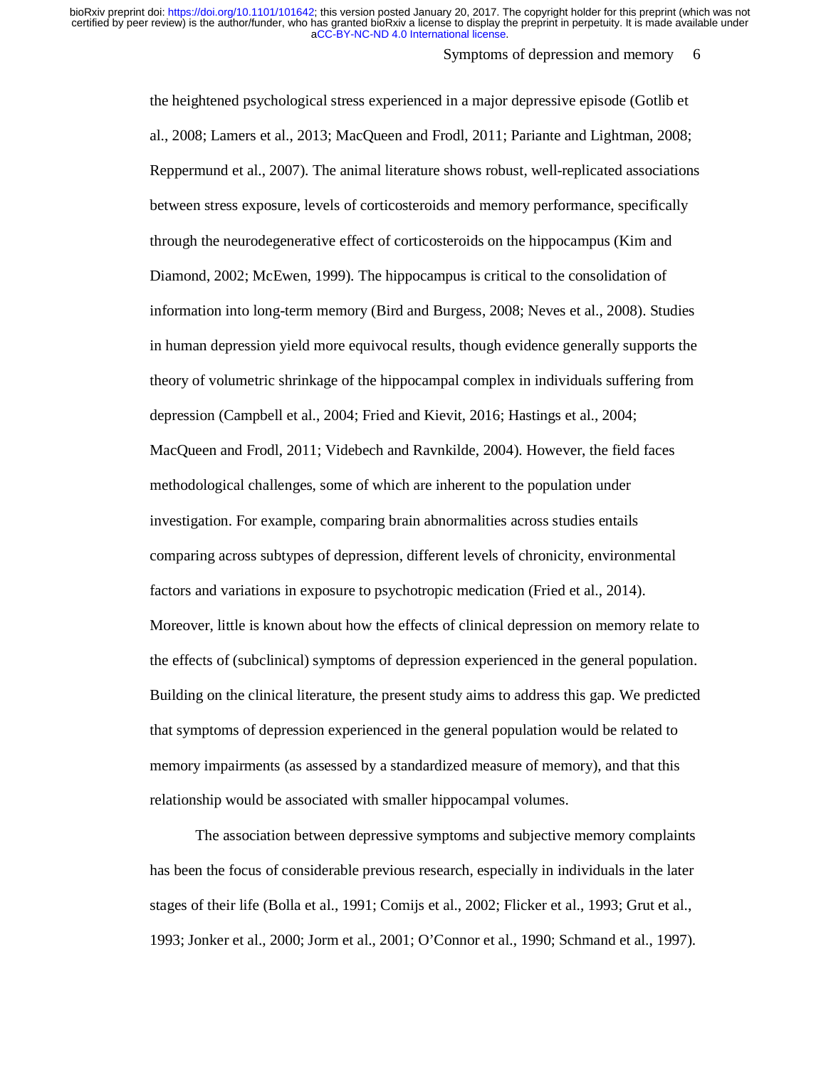the heightened psychological stress experienced in a major depressive episode (Gotlib et al., 2008; Lamers et al., 2013; MacQueen and Frodl, 2011; Pariante and Lightman, 2008; Reppermund et al., 2007). The animal literature shows robust, well-replicated associations between stress exposure, levels of corticosteroids and memory performance, specifically through the neurodegenerative effect of corticosteroids on the hippocampus (Kim and Diamond, 2002; McEwen, 1999). The hippocampus is critical to the consolidation of information into long-term memory (Bird and Burgess, 2008; Neves et al., 2008). Studies in human depression yield more equivocal results, though evidence generally supports the theory of volumetric shrinkage of the hippocampal complex in individuals suffering from depression (Campbell et al., 2004; Fried and Kievit, 2016; Hastings et al., 2004; MacQueen and Frodl, 2011; Videbech and Ravnkilde, 2004). However, the field faces methodological challenges, some of which are inherent to the population under investigation. For example, comparing brain abnormalities across studies entails comparing across subtypes of depression, different levels of chronicity, environmental factors and variations in exposure to psychotropic medication (Fried et al., 2014). Moreover, little is known about how the effects of clinical depression on memory relate to the effects of (subclinical) symptoms of depression experienced in the general population. Building on the clinical literature, the present study aims to address this gap. We predicted that symptoms of depression experienced in the general population would be related to memory impairments (as assessed by a standardized measure of memory), and that this relationship would be associated with smaller hippocampal volumes.

The association between depressive symptoms and subjective memory complaints has been the focus of considerable previous research, especially in individuals in the later stages of their life (Bolla et al., 1991; Comijs et al., 2002; Flicker et al., 1993; Grut et al., 1993; Jonker et al., 2000; Jorm et al., 2001; O'Connor et al., 1990; Schmand et al., 1997).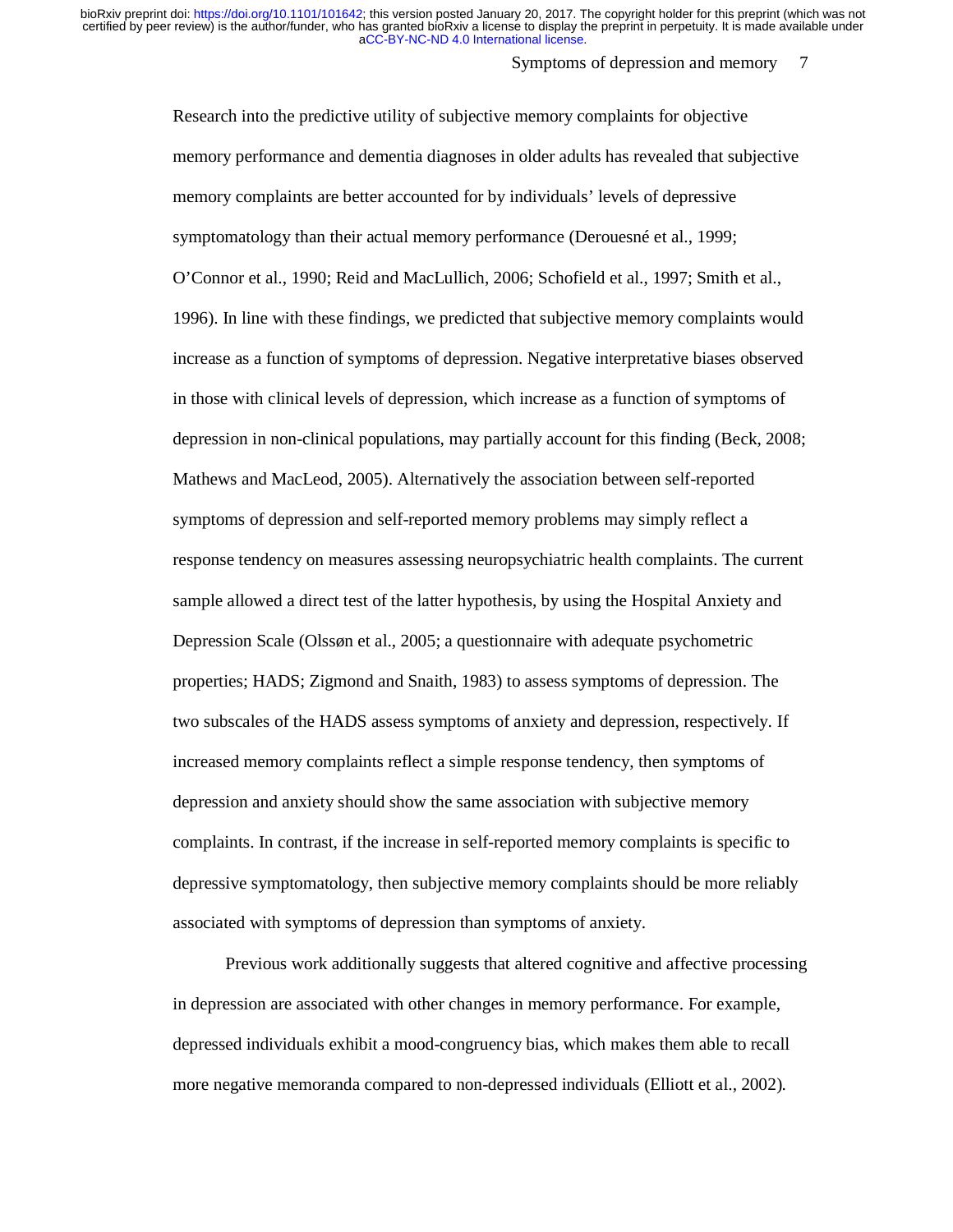Research into the predictive utility of subjective memory complaints for objective memory performance and dementia diagnoses in older adults has revealed that subjective memory complaints are better accounted for by individuals' levels of depressive symptomatology than their actual memory performance (Derouesné et al., 1999; O'Connor et al., 1990; Reid and MacLullich, 2006; Schofield et al., 1997; Smith et al., 1996). In line with these findings, we predicted that subjective memory complaints would increase as a function of symptoms of depression. Negative interpretative biases observed in those with clinical levels of depression, which increase as a function of symptoms of depression in non-clinical populations, may partially account for this finding (Beck, 2008; Mathews and MacLeod, 2005). Alternatively the association between self-reported symptoms of depression and self-reported memory problems may simply reflect a response tendency on measures assessing neuropsychiatric health complaints. The current sample allowed a direct test of the latter hypothesis, by using the Hospital Anxiety and Depression Scale (Olssøn et al., 2005; a questionnaire with adequate psychometric properties; HADS; Zigmond and Snaith, 1983) to assess symptoms of depression. The two subscales of the HADS assess symptoms of anxiety and depression, respectively. If increased memory complaints reflect a simple response tendency, then symptoms of depression and anxiety should show the same association with subjective memory complaints. In contrast, if the increase in self-reported memory complaints is specific to depressive symptomatology, then subjective memory complaints should be more reliably associated with symptoms of depression than symptoms of anxiety.

Previous work additionally suggests that altered cognitive and affective processing in depression are associated with other changes in memory performance. For example, depressed individuals exhibit a mood-congruency bias, which makes them able to recall more negative memoranda compared to non-depressed individuals (Elliott et al., 2002).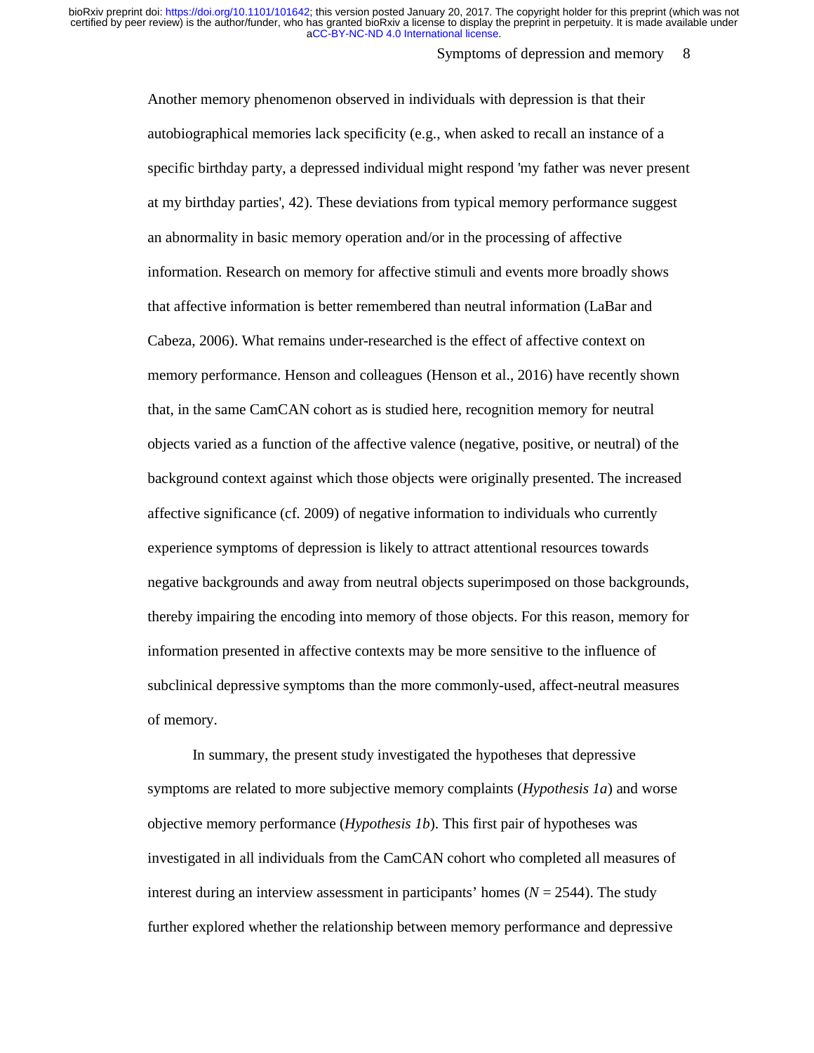Another memory phenomenon observed in individuals with depression is that their autobiographical memories lack specificity (e.g., when asked to recall an instance of a specific birthday party, a depressed individual might respond 'my father was never present at my birthday parties', 42). These deviations from typical memory performance suggest an abnormality in basic memory operation and/or in the processing of affective information. Research on memory for affective stimuli and events more broadly shows that affective information is better remembered than neutral information (LaBar and Cabeza, 2006). What remains under-researched is the effect of affective context on memory performance. Henson and colleagues (Henson et al., 2016) have recently shown that, in the same CamCAN cohort as is studied here, recognition memory for neutral objects varied as a function of the affective valence (negative, positive, or neutral) of the background context against which those objects were originally presented. The increased affective significance (cf. 2009) of negative information to individuals who currently experience symptoms of depression is likely to attract attentional resources towards negative backgrounds and away from neutral objects superimposed on those backgrounds, thereby impairing the encoding into memory of those objects. For this reason, memory for information presented in affective contexts may be more sensitive to the influence of subclinical depressive symptoms than the more commonly-used, affect-neutral measures of memory.

In summary, the present study investigated the hypotheses that depressive symptoms are related to more subjective memory complaints (*Hypothesis 1a*) and worse objective memory performance (*Hypothesis 1b*). This first pair of hypotheses was investigated in all individuals from the CamCAN cohort who completed all measures of interest during an interview assessment in participants' homes ($N$ = 2544). The study further explored whether the relationship between memory performance and depressive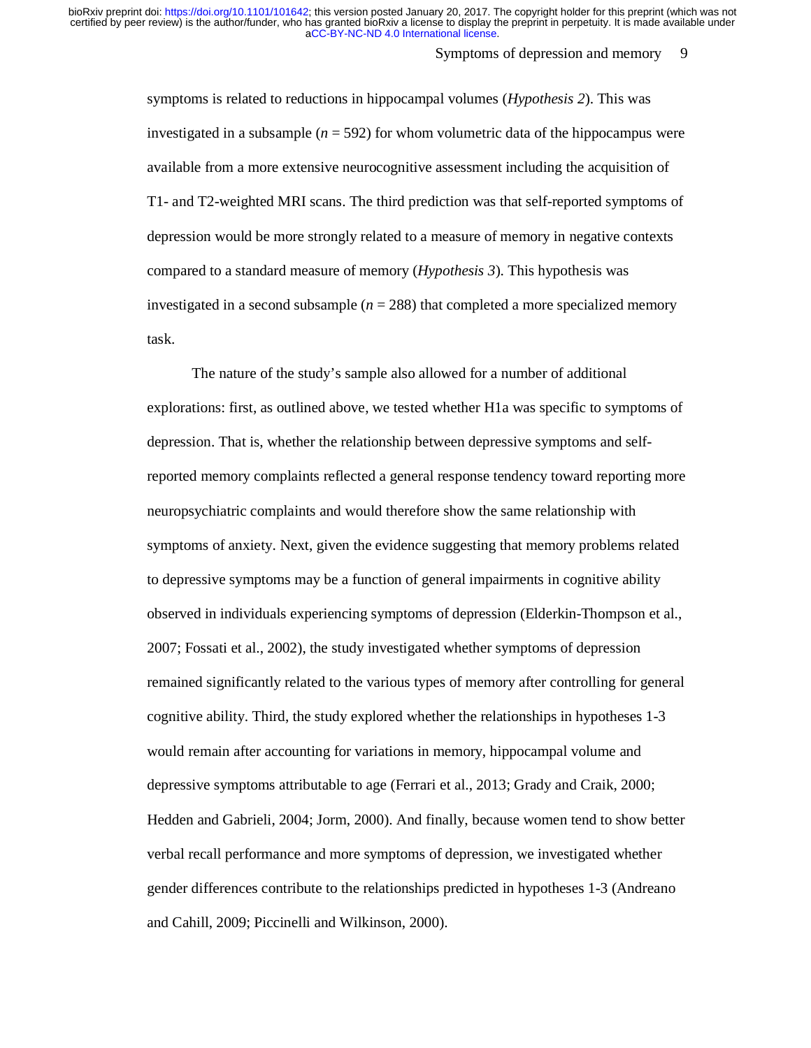symptoms is related to reductions in hippocampal volumes (*Hypothesis 2*). This was investigated in a subsample ($n$ = 592) for whom volumetric data of the hippocampus were available from a more extensive neurocognitive assessment including the acquisition of T1- and T2-weighted MRI scans. The third prediction was that self-reported symptoms of depression would be more strongly related to a measure of memory in negative contexts compared to a standard measure of memory (*Hypothesis 3*). This hypothesis was investigated in a second subsample ($n$ = 288) that completed a more specialized memory task.

The nature of the study's sample also allowed for a number of additional explorations: first, as outlined above, we tested whether H1a was specific to symptoms of depression. That is, whether the relationship between depressive symptoms and self-reported memory complaints reflected a general response tendency toward reporting more neuropsychiatric complaints and would therefore show the same relationship with symptoms of anxiety. Next, given the evidence suggesting that memory problems related to depressive symptoms may be a function of general impairments in cognitive ability observed in individuals experiencing symptoms of depression (Elderkin-Thompson et al., 2007; Fossati et al., 2002), the study investigated whether symptoms of depression remained significantly related to the various types of memory after controlling for general cognitive ability. Third, the study explored whether the relationships in hypotheses 1-3 would remain after accounting for variations in memory, hippocampal volume and depressive symptoms attributable to age (Ferrari et al., 2013; Grady and Craik, 2000; Hedden and Gabrieli, 2004; Jorm, 2000). And finally, because women tend to show better verbal recall performance and more symptoms of depression, we investigated whether gender differences contribute to the relationships predicted in hypotheses 1-3 (Andreano and Cahill, 2009; Piccinelli and Wilkinson, 2000).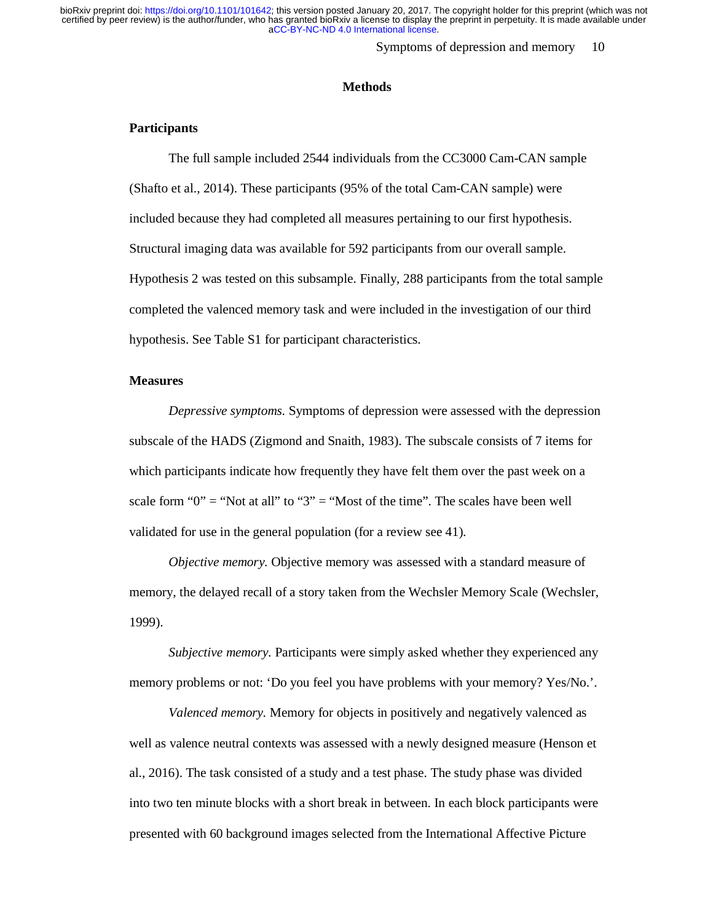## Methods

### Participants

The full sample included 2544 individuals from the CC3000 Cam-CAN sample (Shafto et al., 2014). These participants (95% of the total Cam-CAN sample) were included because they had completed all measures pertaining to our first hypothesis. Structural imaging data was available for 592 participants from our overall sample. Hypothesis 2 was tested on this subsample. Finally, 288 participants from the total sample completed the valenced memory task and were included in the investigation of our third hypothesis. See Table S1 for participant characteristics.

### Measures

*Depressive symptoms.* Symptoms of depression were assessed with the depression subscale of the HADS (Zigmond and Snaith, 1983). The subscale consists of 7 items for which participants indicate how frequently they have felt them over the past week on a scale form "0" = "Not at all" to "3" = "Most of the time". The scales have been well validated for use in the general population (for a review see 41).

*Objective memory*. Objective memory was assessed with a standard measure of memory, the delayed recall of a story taken from the Wechsler Memory Scale (Wechsler, 1999).

*Subjective memory*. Participants were simply asked whether they experienced any memory problems or not: 'Do you feel you have problems with your memory? Yes/No.'.

*Valenced memory*. Memory for objects in positively and negatively valenced as well as valence neutral contexts was assessed with a newly designed measure (Henson et al., 2016). The task consisted of a study and a test phase. The study phase was divided into two ten minute blocks with a short break in between. In each block participants were presented with 60 background images selected from the International Affective Picture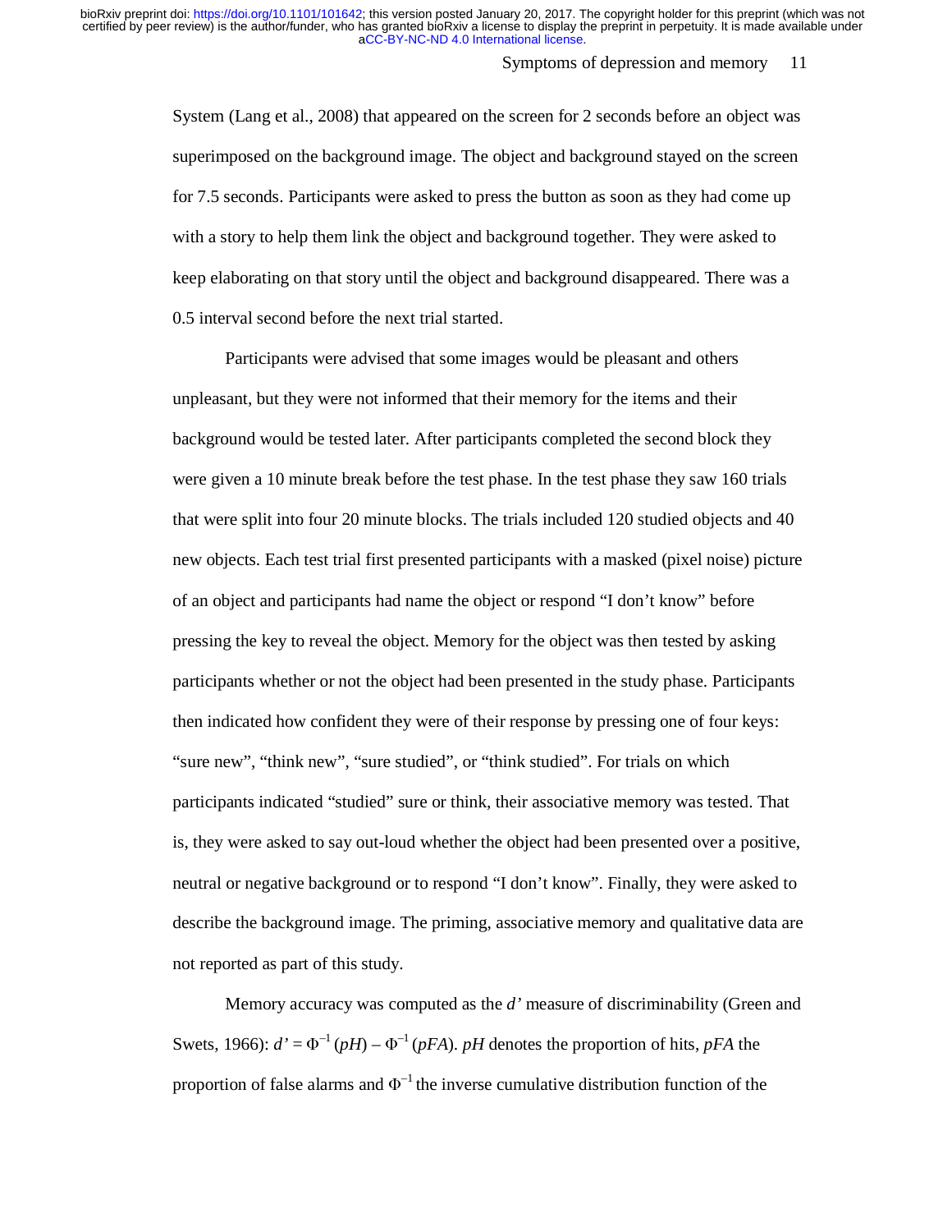System (Lang et al., 2008) that appeared on the screen for 2 seconds before an object was superimposed on the background image. The object and background stayed on the screen for 7.5 seconds. Participants were asked to press the button as soon as they had come up with a story to help them link the object and background together. They were asked to keep elaborating on that story until the object and background disappeared. There was a 0.5 interval second before the next trial started.

Participants were advised that some images would be pleasant and others unpleasant, but they were not informed that their memory for the items and their background would be tested later. After participants completed the second block they were given a 10 minute break before the test phase. In the test phase they saw 160 trials that were split into four 20 minute blocks. The trials included 120 studied objects and 40 new objects. Each test trial first presented participants with a masked (pixel noise) picture of an object and participants had name the object or respond “I don’t know” before pressing the key to reveal the object. Memory for the object was then tested by asking participants whether or not the object had been presented in the study phase. Participants then indicated how confident they were of their response by pressing one of four keys: “sure new”, “think new”, “sure studied”, or “think studied”. For trials on which participants indicated “studied” sure or think, their associative memory was tested. That is, they were asked to say out-loud whether the object had been presented over a positive, neutral or negative background or to respond “I don’t know”. Finally, they were asked to describe the background image. The priming, associative memory and qualitative data are not reported as part of this study.

Memory accuracy was computed as the *d’* measure of discriminability (Green and Swets, 1966): $d' = \Phi^{-1}(pH) - \Phi^{-1}(pFA)$. $pH$ denotes the proportion of hits, $pFA$ the proportion of false alarms and $\Phi^{-1}$ the inverse cumulative distribution function of the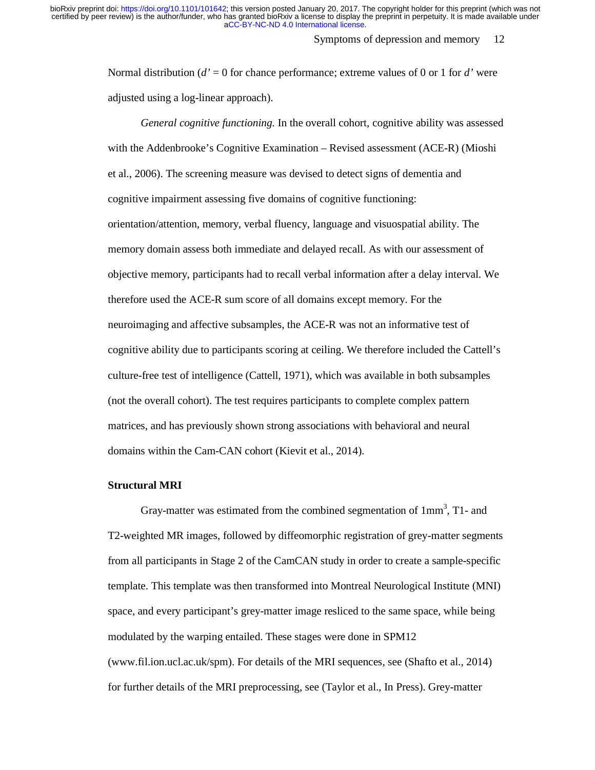Normal distribution (*d'* = 0 for chance performance; extreme values of 0 or 1 for *d'* were adjusted using a log-linear approach).

*General cognitive functioning.* In the overall cohort, cognitive ability was assessed with the Addenbrooke's Cognitive Examination – Revised assessment (ACE-R) (Mioshi et al., 2006). The screening measure was devised to detect signs of dementia and cognitive impairment assessing five domains of cognitive functioning: orientation/attention, memory, verbal fluency, language and visuospatial ability. The memory domain assess both immediate and delayed recall. As with our assessment of objective memory, participants had to recall verbal information after a delay interval. We therefore used the ACE-R sum score of all domains except memory. For the neuroimaging and affective subsamples, the ACE-R was not an informative test of cognitive ability due to participants scoring at ceiling. We therefore included the Cattell's culture-free test of intelligence (Cattell, 1971), which was available in both subsamples (not the overall cohort). The test requires participants to complete complex pattern matrices, and has previously shown strong associations with behavioral and neural domains within the Cam-CAN cohort (Kievit et al., 2014).

**Structural MRI**

Gray-matter was estimated from the combined segmentation of 1mm$^3$, T1- and T2-weighted MR images, followed by diffeomorphic registration of grey-matter segments from all participants in Stage 2 of the CamCAN study in order to create a sample-specific template. This template was then transformed into Montreal Neurological Institute (MNI) space, and every participant's grey-matter image resliced to the same space, while being modulated by the warping entailed. These stages were done in SPM12 (www.fil.ion.ucl.ac.uk/spm). For details of the MRI sequences, see (Shafto et al., 2014) for further details of the MRI preprocessing, see (Taylor et al., In Press). Grey-matter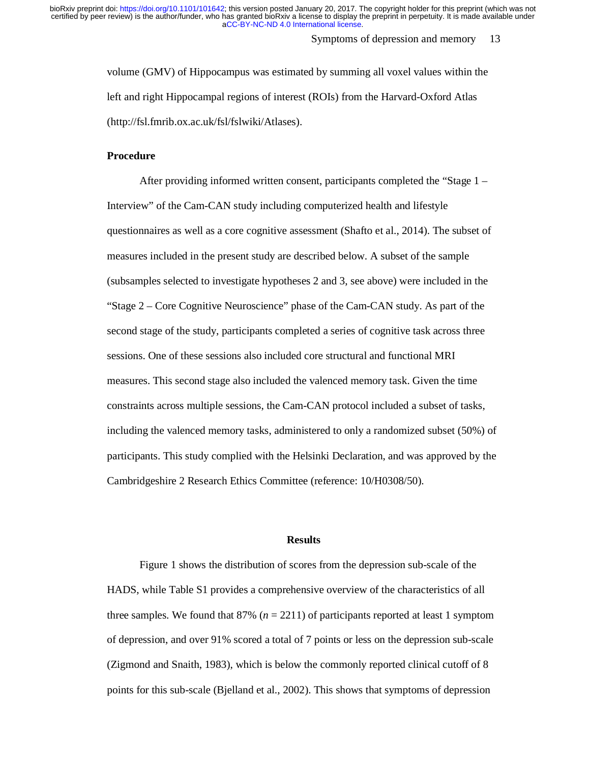volume (GMV) of Hippocampus was estimated by summing all voxel values within the left and right Hippocampal regions of interest (ROIs) from the Harvard-Oxford Atlas (http://fsl.fmrib.ox.ac.uk/fsl/fslwiki/Atlases).

**Procedure**

After providing informed written consent, participants completed the "Stage 1 – Interview" of the Cam-CAN study including computerized health and lifestyle questionnaires as well as a core cognitive assessment (Shafto et al., 2014). The subset of measures included in the present study are described below. A subset of the sample (subsamples selected to investigate hypotheses 2 and 3, see above) were included in the "Stage 2 – Core Cognitive Neuroscience" phase of the Cam-CAN study. As part of the second stage of the study, participants completed a series of cognitive task across three sessions. One of these sessions also included core structural and functional MRI measures. This second stage also included the valenced memory task. Given the time constraints across multiple sessions, the Cam-CAN protocol included a subset of tasks, including the valenced memory tasks, administered to only a randomized subset (50%) of participants. This study complied with the Helsinki Declaration, and was approved by the Cambridgeshire 2 Research Ethics Committee (reference: 10/H0308/50).

## Results

Figure 1 shows the distribution of scores from the depression sub-scale of the HADS, while Table S1 provides a comprehensive overview of the characteristics of all three samples. We found that 87% (*n* = 2211) of participants reported at least 1 symptom of depression, and over 91% scored a total of 7 points or less on the depression sub-scale (Zigmond and Snaith, 1983), which is below the commonly reported clinical cutoff of 8 points for this sub-scale (Bjelland et al., 2002). This shows that symptoms of depression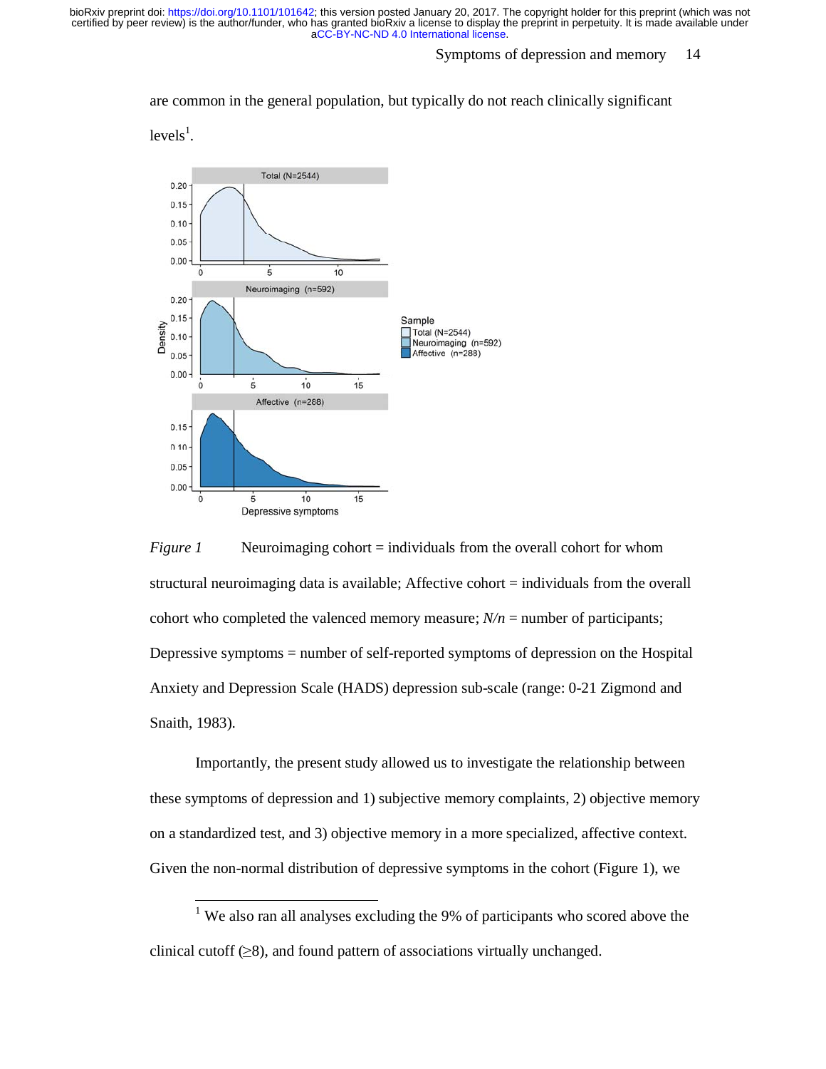are common in the general population, but typically do not reach clinically significant levels[1].

*Figure 1* Neuroimaging cohort = individuals from the overall cohort for whom structural neuroimaging data is available; Affective cohort = individuals from the overall cohort who completed the valenced memory measure; *N/n* = number of participants; Depressive symptoms = number of self-reported symptoms of depression on the Hospital Anxiety and Depression Scale (HADS) depression sub-scale (range: 0-21 Zigmond and Snaith, 1983).

Importantly, the present study allowed us to investigate the relationship between these symptoms of depression and 1) subjective memory complaints, 2) objective memory on a standardized test, and 3) objective memory in a more specialized, affective context. Given the non-normal distribution of depressive symptoms in the cohort (Figure 1), we

---

[1] We also ran all analyses excluding the 9% of participants who scored above the clinical cutoff (≥8), and found pattern of associations virtually unchanged.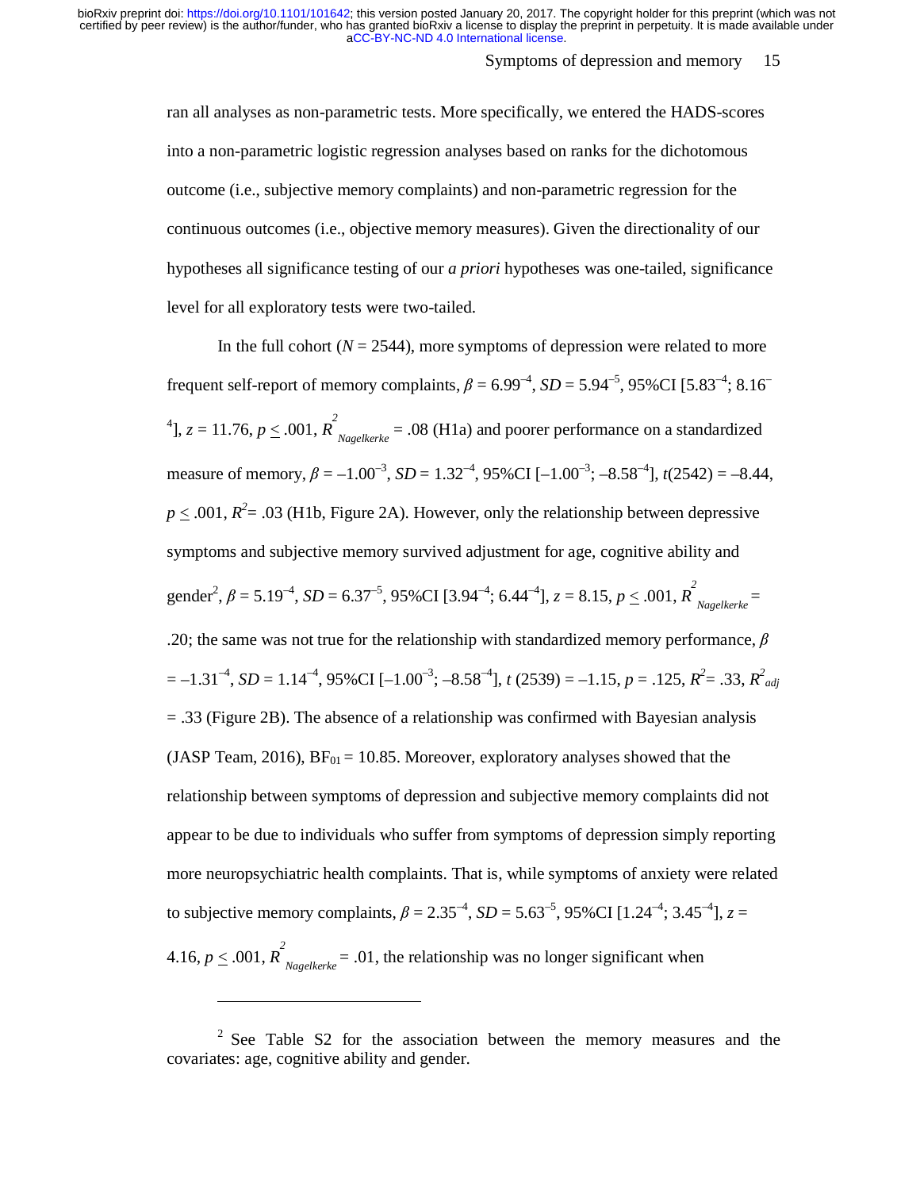ran all analyses as non-parametric tests. More specifically, we entered the HADS-scores into a non-parametric logistic regression analyses based on ranks for the dichotomous outcome (i.e., subjective memory complaints) and non-parametric regression for the continuous outcomes (i.e., objective memory measures). Given the directionality of our hypotheses all significance testing of our *a priori* hypotheses was one-tailed, significance level for all exploratory tests were two-tailed.

In the full cohort ($N$ = 2544), more symptoms of depression were related to more frequent self-report of memory complaints, $\beta = 6.99^{-4}$, $SD = 5.94^{-5}$, 95%CI [$5.83^{-4}$; $8.16^{-4}$], $z = 11.76$, $p \leq .001$, $R^2_{Nagelkerke} = .08$ (H1a) and poorer performance on a standardized measure of memory, $\beta = -1.00^{-3}$, $SD = 1.32^{-4}$, 95%CI [$-1.00^{-3}$; $-8.58^{-4}$], $t(2542) = -8.44$, $p \leq .001$, $R^2 = .03$ (H1b, Figure 2A). However, only the relationship between depressive symptoms and subjective memory survived adjustment for age, cognitive ability and gender[2], $\beta = 5.19^{-4}$, $SD = 6.37^{-5}$, 95%CI [$3.94^{-4}$; $6.44^{-4}$], $z = 8.15$, $p \leq .001$, $R^2_{Nagelkerke}$ = .20; the same was not true for the relationship with standardized memory performance, $\beta = -1.31^{-4}$, $SD = 1.14^{-4}$, 95%CI [$-1.00^{-3}$; $-8.58^{-4}$], $t\,(2539) = -1.15$, $p = .125$, $R^2 = .33$, $R^2_{adj} = .33$ (Figure 2B). The absence of a relationship was confirmed with Bayesian analysis (JASP Team, 2016), $BF_{01} = 10.85$. Moreover, exploratory analyses showed that the relationship between symptoms of depression and subjective memory complaints did not appear to be due to individuals who suffer from symptoms of depression simply reporting more neuropsychiatric health complaints. That is, while symptoms of anxiety were related to subjective memory complaints, $\beta = 2.35^{-4}$, $SD = 5.63^{-5}$, 95%CI [$1.24^{-4}$; $3.45^{-4}$], $z$ = 4.16, $p \leq .001$, $R^2_{Nagelkerke} = .01$, the relationship was no longer significant when

---

[2] See Table S2 for the association between the memory measures and the covariates: age, cognitive ability and gender.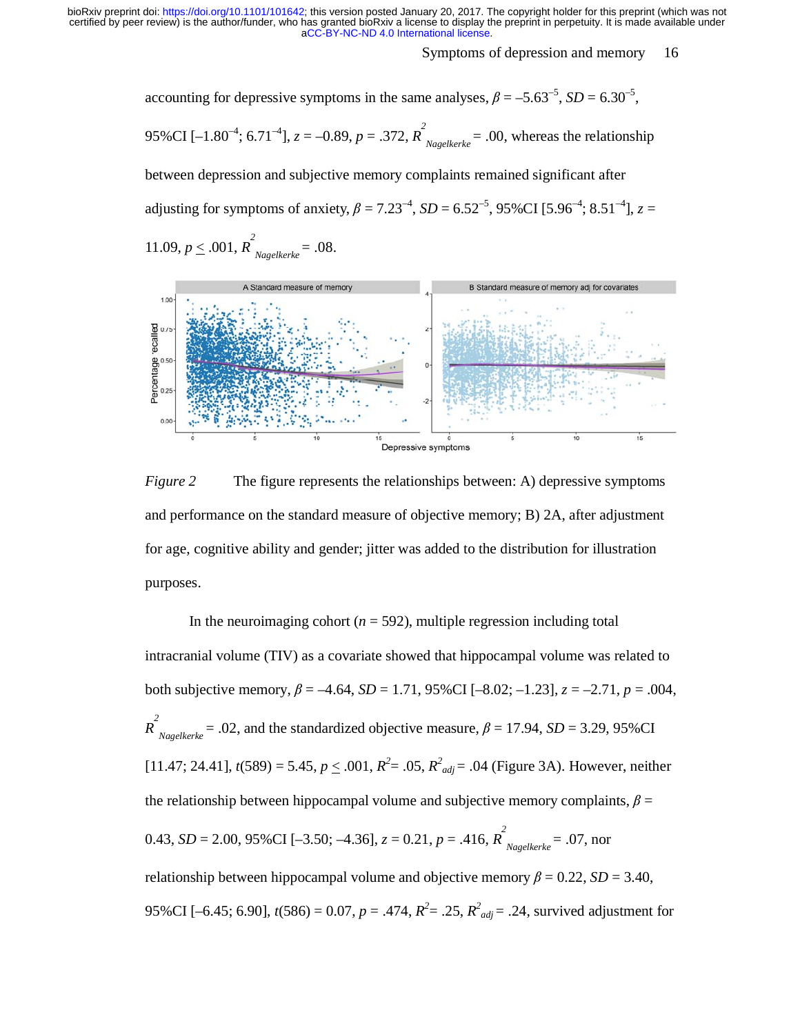accounting for depressive symptoms in the same analyses, $\beta$ = –5.63$^{–5}$, $SD$ = 6.30$^{–5}$, 95%CI [–1.80$^{–4}$; 6.71$^{–4}$], $z$ = –0.89, $p$ = .372, $R^2_{Nagelkerke}$ = .00, whereas the relationship between depression and subjective memory complaints remained significant after adjusting for symptoms of anxiety, $\beta$ = 7.23$^{–4}$, $SD$ = 6.52$^{–5}$, 95%CI [5.96$^{–4}$; 8.51$^{–4}$], $z$ = 11.09, $p \leq$ .001, $R^2_{Nagelkerke}$ = .08.

*Figure 2* The figure represents the relationships between: A) depressive symptoms and performance on the standard measure of objective memory; B) 2A, after adjustment for age, cognitive ability and gender; jitter was added to the distribution for illustration purposes.

In the neuroimaging cohort ($n$ = 592), multiple regression including total intracranial volume (TIV) as a covariate showed that hippocampal volume was related to both subjective memory, $\beta$ = –4.64, $SD$ = 1.71, 95%CI [–8.02; –1.23], $z$ = –2.71, $p$ = .004, $R^2_{Nagelkerke}$ = .02, and the standardized objective measure, $\beta$ = 17.94, $SD$ = 3.29, 95%CI [11.47; 24.41], $t$(589) = 5.45, $p \leq$ .001, $R^2$= .05, $R^2_{adj}$ = .04 (Figure 3A). However, neither the relationship between hippocampal volume and subjective memory complaints, $\beta$ = 0.43, $SD$ = 2.00, 95%CI [–3.50; –4.36], $z$ = 0.21, $p$ = .416, $R^2_{Nagelkerke}$ = .07, nor relationship between hippocampal volume and objective memory $\beta$ = 0.22, $SD$ = 3.40, 95%CI [–6.45; 6.90], $t$(586) = 0.07, $p$ = .474, $R^2$= .25, $R^2_{adj}$ = .24, survived adjustment for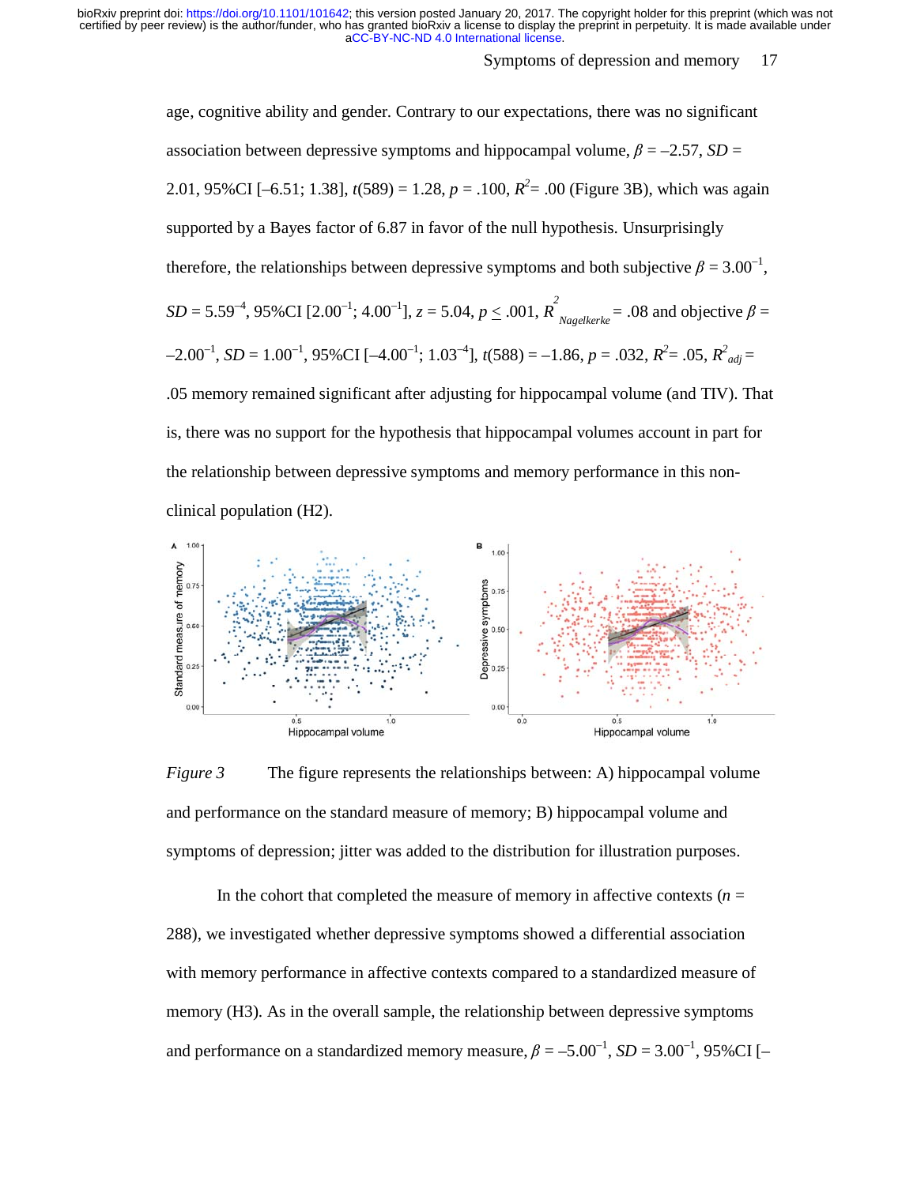age, cognitive ability and gender. Contrary to our expectations, there was no significant association between depressive symptoms and hippocampal volume, $\beta = -2.57$, $SD = 2.01$, 95%CI [–6.51; 1.38], $t(589) = 1.28$, $p = .100$, $R^2 = .00$ (Figure 3B), which was again supported by a Bayes factor of 6.87 in favor of the null hypothesis. Unsurprisingly therefore, the relationships between depressive symptoms and both subjective $\beta = 3.00^{-1}$, $SD = 5.59^{-4}$, 95%CI [$2.00^{-1}$; $4.00^{-1}$], $z = 5.04$, $p \leq .001$, $R^2_{Nagelkerke} = .08$ and objective $\beta = -2.00^{-1}$, $SD = 1.00^{-1}$, 95%CI [$-4.00^{-1}$; $1.03^{-4}$], $t(588) = -1.86$, $p = .032$, $R^2 = .05$, $R^2_{adj} = .05$ memory remained significant after adjusting for hippocampal volume (and TIV). That is, there was no support for the hypothesis that hippocampal volumes account in part for the relationship between depressive symptoms and memory performance in this non-clinical population (H2).

*Figure 3* The figure represents the relationships between: A) hippocampal volume and performance on the standard measure of memory; B) hippocampal volume and symptoms of depression; jitter was added to the distribution for illustration purposes.

In the cohort that completed the measure of memory in affective contexts ($n = 288$), we investigated whether depressive symptoms showed a differential association with memory performance in affective contexts compared to a standardized measure of memory (H3). As in the overall sample, the relationship between depressive symptoms and performance on a standardized memory measure, $\beta = -5.00^{-1}$, $SD = 3.00^{-1}$, 95%CI [–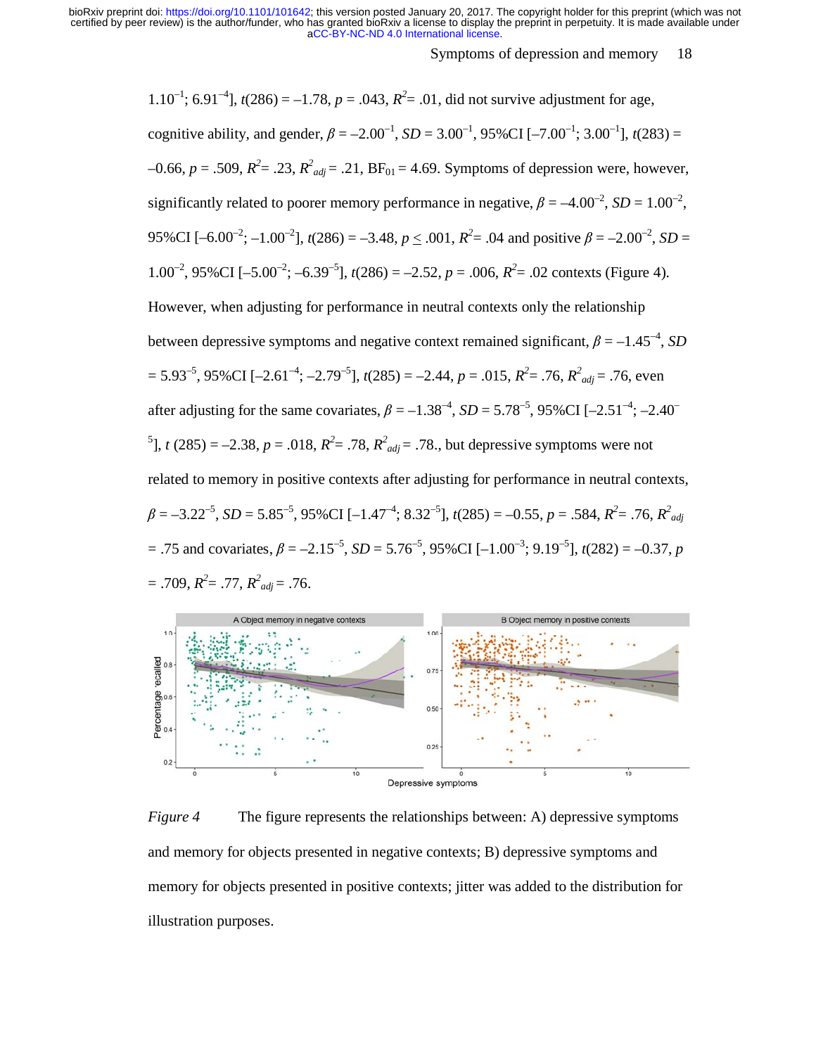$1.10^{-1}$; $6.91^{-4}$], $t(286) = -1.78$, $p = .043$, $R^2 = .01$, did not survive adjustment for age, cognitive ability, and gender, $\beta = -2.00^{-1}$, $SD = 3.00^{-1}$, 95%CI [$-7.00^{-1}$; $3.00^{-1}$], $t(283) = -0.66$, $p = .509$, $R^2 = .23$, $R^2_{adj} = .21$, $BF_{01} = 4.69$. Symptoms of depression were, however, significantly related to poorer memory performance in negative, $\beta = -4.00^{-2}$, $SD = 1.00^{-2}$, 95%CI [$-6.00^{-2}$; $-1.00^{-2}$], $t(286) = -3.48$, $p \leq .001$, $R^2 = .04$ and positive $\beta = -2.00^{-2}$, $SD = 1.00^{-2}$, 95%CI [$-5.00^{-2}$; $-6.39^{-5}$], $t(286) = -2.52$, $p = .006$, $R^2 = .02$ contexts (Figure 4). However, when adjusting for performance in neutral contexts only the relationship between depressive symptoms and negative context remained significant, $\beta = -1.45^{-4}$, $SD = 5.93^{-5}$, 95%CI [$-2.61^{-4}$; $-2.79^{-5}$], $t(285) = -2.44$, $p = .015$, $R^2 = .76$, $R^2_{adj} = .76$, even after adjusting for the same covariates, $\beta = -1.38^{-4}$, $SD = 5.78^{-5}$, 95%CI [$-2.51^{-4}$; $-2.40^{-5}$], $t(285) = -2.38$, $p = .018$, $R^2 = .78$, $R^2_{adj} = .78$., but depressive symptoms were not related to memory in positive contexts after adjusting for performance in neutral contexts, $\beta = -3.22^{-5}$, $SD = 5.85^{-5}$, 95%CI [$-1.47^{-4}$; $8.32^{-5}$], $t(285) = -0.55$, $p = .584$, $R^2 = .76$, $R^2_{adj} = .75$ and covariates, $\beta = -2.15^{-5}$, $SD = 5.76^{-5}$, 95%CI [$-1.00^{-3}$; $9.19^{-5}$], $t(282) = -0.37$, $p = .709$, $R^2 = .77$, $R^2_{adj} = .76$.

*Figure 4* The figure represents the relationships between: A) depressive symptoms and memory for objects presented in negative contexts; B) depressive symptoms and memory for objects presented in positive contexts; jitter was added to the distribution for illustration purposes.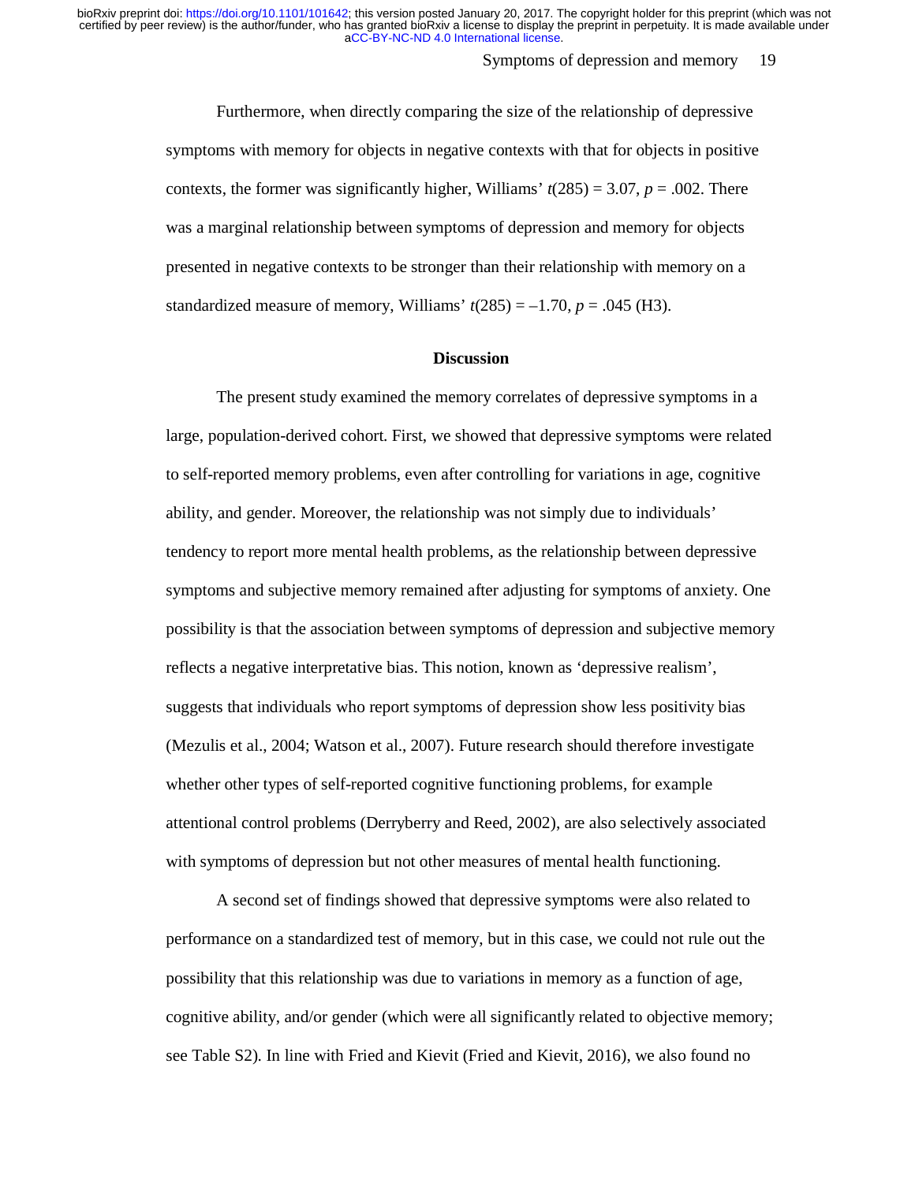Furthermore, when directly comparing the size of the relationship of depressive symptoms with memory for objects in negative contexts with that for objects in positive contexts, the former was significantly higher, Williams' $t(285) = 3.07$, $p = .002$. There was a marginal relationship between symptoms of depression and memory for objects presented in negative contexts to be stronger than their relationship with memory on a standardized measure of memory, Williams' $t(285) = -1.70$, $p = .045$ (H3).

## Discussion

The present study examined the memory correlates of depressive symptoms in a large, population-derived cohort. First, we showed that depressive symptoms were related to self-reported memory problems, even after controlling for variations in age, cognitive ability, and gender. Moreover, the relationship was not simply due to individuals' tendency to report more mental health problems, as the relationship between depressive symptoms and subjective memory remained after adjusting for symptoms of anxiety. One possibility is that the association between symptoms of depression and subjective memory reflects a negative interpretative bias. This notion, known as 'depressive realism', suggests that individuals who report symptoms of depression show less positivity bias (Mezulis et al., 2004; Watson et al., 2007). Future research should therefore investigate whether other types of self-reported cognitive functioning problems, for example attentional control problems (Derryberry and Reed, 2002), are also selectively associated with symptoms of depression but not other measures of mental health functioning.

A second set of findings showed that depressive symptoms were also related to performance on a standardized test of memory, but in this case, we could not rule out the possibility that this relationship was due to variations in memory as a function of age, cognitive ability, and/or gender (which were all significantly related to objective memory; see Table S2). In line with Fried and Kievit (Fried and Kievit, 2016), we also found no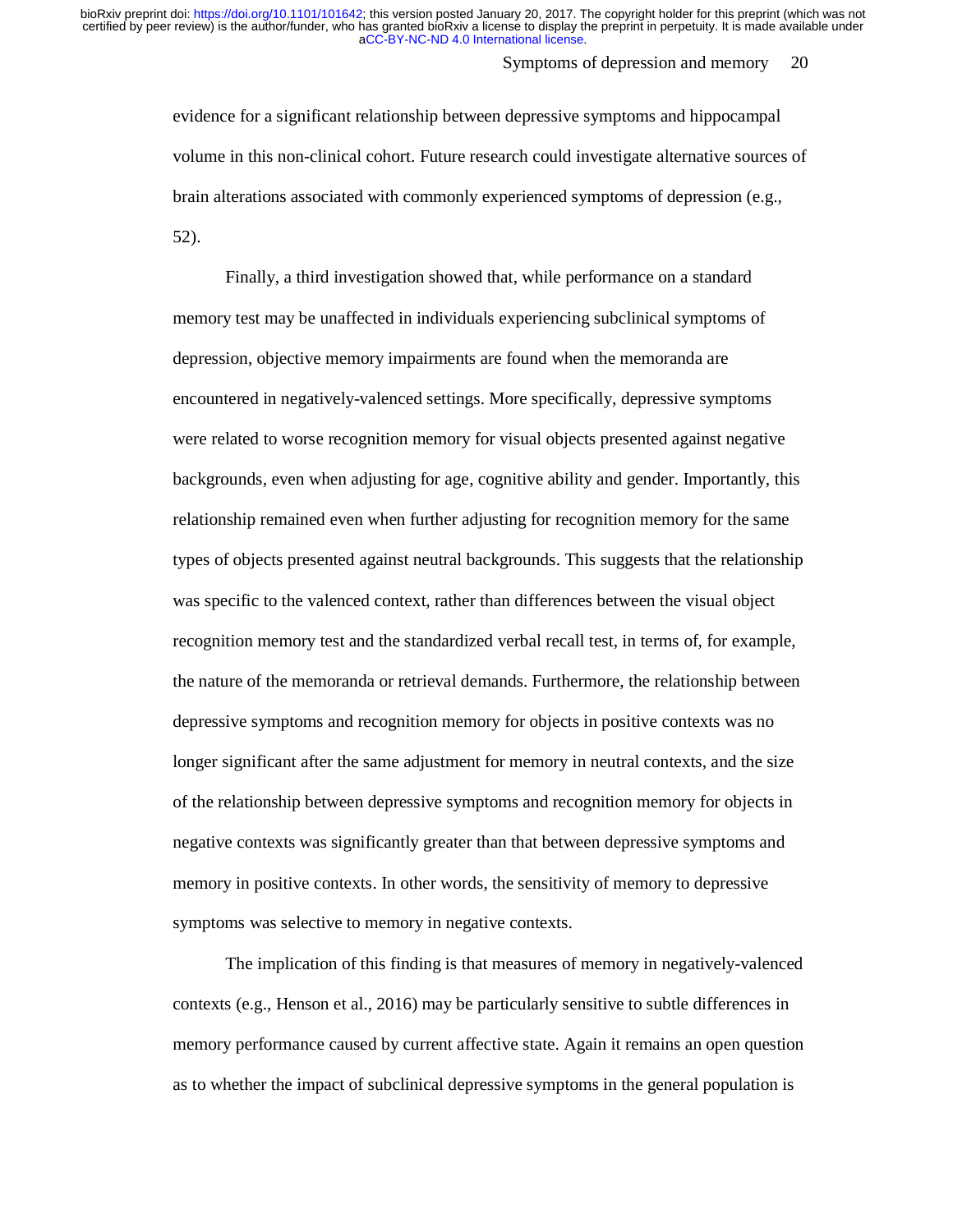evidence for a significant relationship between depressive symptoms and hippocampal volume in this non-clinical cohort. Future research could investigate alternative sources of brain alterations associated with commonly experienced symptoms of depression (e.g., 52).

Finally, a third investigation showed that, while performance on a standard memory test may be unaffected in individuals experiencing subclinical symptoms of depression, objective memory impairments are found when the memoranda are encountered in negatively-valenced settings. More specifically, depressive symptoms were related to worse recognition memory for visual objects presented against negative backgrounds, even when adjusting for age, cognitive ability and gender. Importantly, this relationship remained even when further adjusting for recognition memory for the same types of objects presented against neutral backgrounds. This suggests that the relationship was specific to the valenced context, rather than differences between the visual object recognition memory test and the standardized verbal recall test, in terms of, for example, the nature of the memoranda or retrieval demands. Furthermore, the relationship between depressive symptoms and recognition memory for objects in positive contexts was no longer significant after the same adjustment for memory in neutral contexts, and the size of the relationship between depressive symptoms and recognition memory for objects in negative contexts was significantly greater than that between depressive symptoms and memory in positive contexts. In other words, the sensitivity of memory to depressive symptoms was selective to memory in negative contexts.

The implication of this finding is that measures of memory in negatively-valenced contexts (e.g., Henson et al., 2016) may be particularly sensitive to subtle differences in memory performance caused by current affective state. Again it remains an open question as to whether the impact of subclinical depressive symptoms in the general population is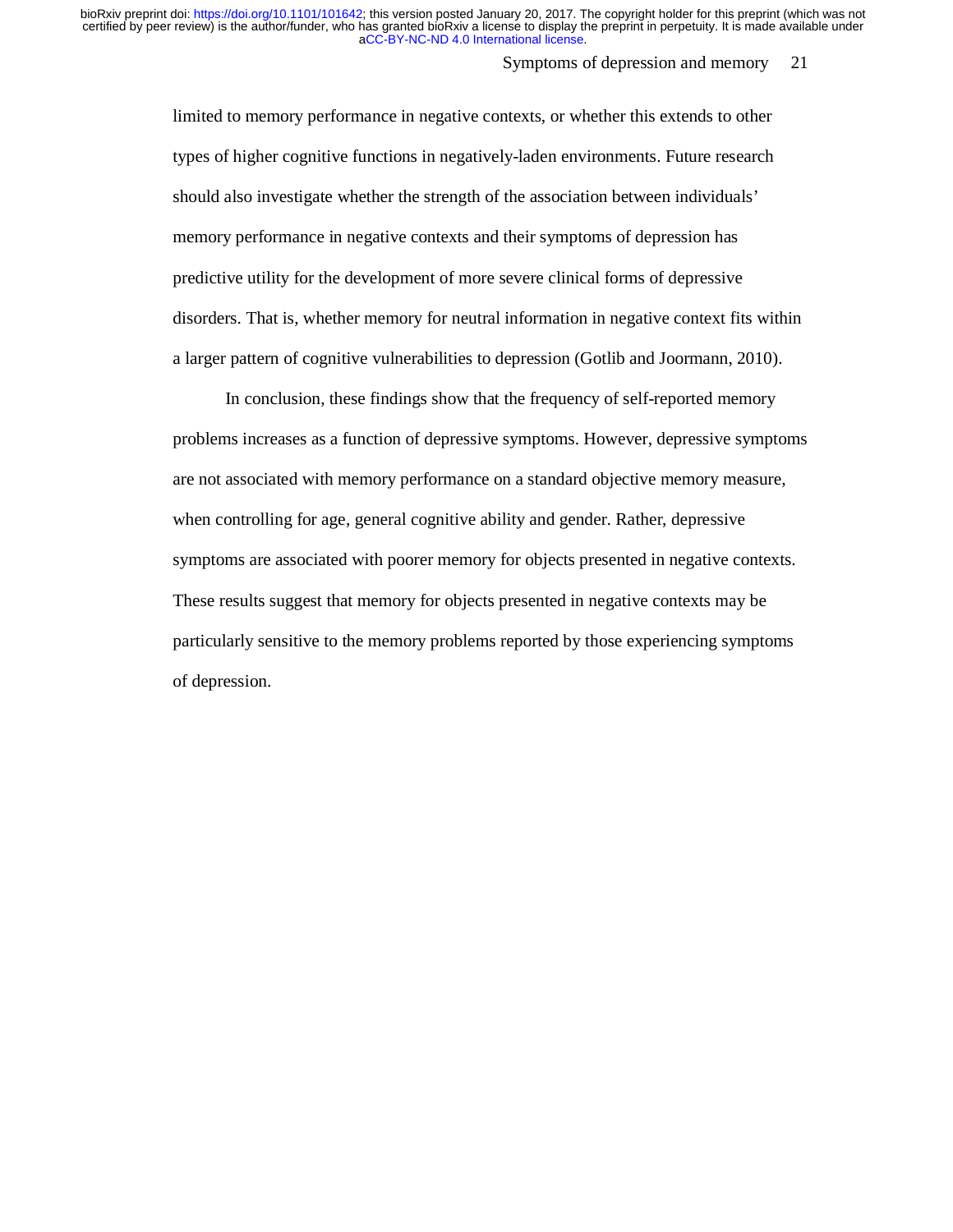limited to memory performance in negative contexts, or whether this extends to other types of higher cognitive functions in negatively-laden environments. Future research should also investigate whether the strength of the association between individuals' memory performance in negative contexts and their symptoms of depression has predictive utility for the development of more severe clinical forms of depressive disorders. That is, whether memory for neutral information in negative context fits within a larger pattern of cognitive vulnerabilities to depression (Gotlib and Joormann, 2010).

In conclusion, these findings show that the frequency of self-reported memory problems increases as a function of depressive symptoms. However, depressive symptoms are not associated with memory performance on a standard objective memory measure, when controlling for age, general cognitive ability and gender. Rather, depressive symptoms are associated with poorer memory for objects presented in negative contexts. These results suggest that memory for objects presented in negative contexts may be particularly sensitive to the memory problems reported by those experiencing symptoms of depression.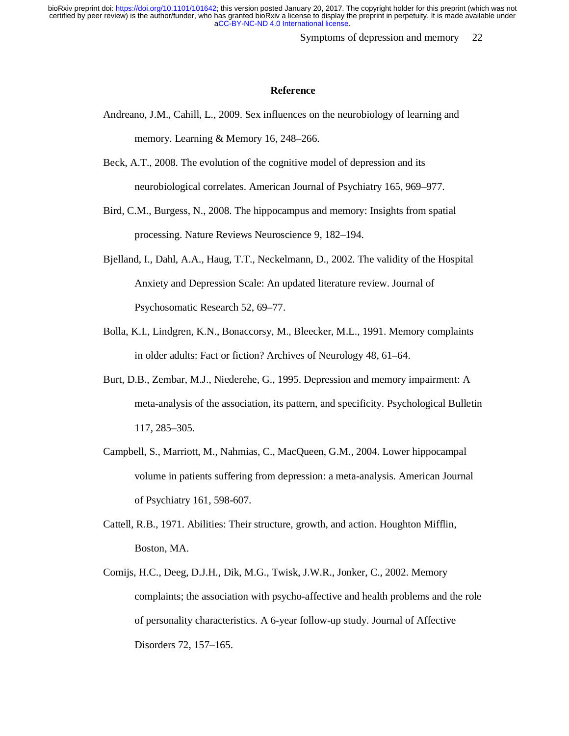## Reference

Andreano, J.M., Cahill, L., 2009. Sex influences on the neurobiology of learning and memory. Learning & Memory 16, 248–266.

Beck, A.T., 2008. The evolution of the cognitive model of depression and its neurobiological correlates. American Journal of Psychiatry 165, 969–977.

Bird, C.M., Burgess, N., 2008. The hippocampus and memory: Insights from spatial processing. Nature Reviews Neuroscience 9, 182–194.

Bjelland, I., Dahl, A.A., Haug, T.T., Neckelmann, D., 2002. The validity of the Hospital Anxiety and Depression Scale: An updated literature review. Journal of Psychosomatic Research 52, 69–77.

Bolla, K.I., Lindgren, K.N., Bonaccorsy, M., Bleecker, M.L., 1991. Memory complaints in older adults: Fact or fiction? Archives of Neurology 48, 61–64.

Burt, D.B., Zembar, M.J., Niederehe, G., 1995. Depression and memory impairment: A meta-analysis of the association, its pattern, and specificity. Psychological Bulletin 117, 285–305.

Campbell, S., Marriott, M., Nahmias, C., MacQueen, G.M., 2004. Lower hippocampal volume in patients suffering from depression: a meta-analysis. American Journal of Psychiatry 161, 598-607.

Cattell, R.B., 1971. Abilities: Their structure, growth, and action. Houghton Mifflin, Boston, MA.

Comijs, H.C., Deeg, D.J.H., Dik, M.G., Twisk, J.W.R., Jonker, C., 2002. Memory complaints; the association with psycho-affective and health problems and the role of personality characteristics. A 6-year follow-up study. Journal of Affective Disorders 72, 157–165.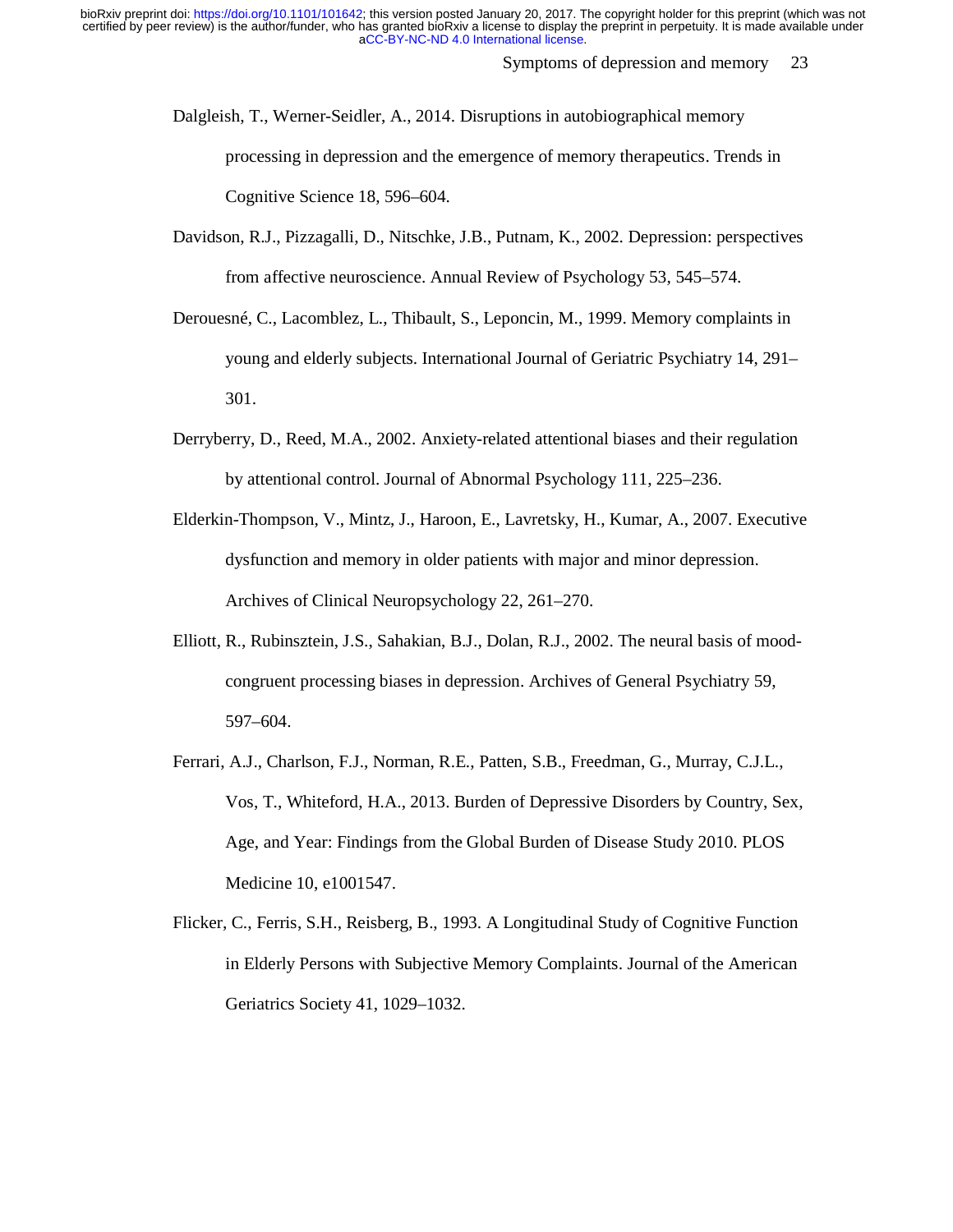Dalgleish, T., Werner-Seidler, A., 2014. Disruptions in autobiographical memory processing in depression and the emergence of memory therapeutics. Trends in Cognitive Science 18, 596–604.

Davidson, R.J., Pizzagalli, D., Nitschke, J.B., Putnam, K., 2002. Depression: perspectives from affective neuroscience. Annual Review of Psychology 53, 545–574.

Derouesné, C., Lacomblez, L., Thibault, S., Leponcin, M., 1999. Memory complaints in young and elderly subjects. International Journal of Geriatric Psychiatry 14, 291–301.

Derryberry, D., Reed, M.A., 2002. Anxiety-related attentional biases and their regulation by attentional control. Journal of Abnormal Psychology 111, 225–236.

Elderkin-Thompson, V., Mintz, J., Haroon, E., Lavretsky, H., Kumar, A., 2007. Executive dysfunction and memory in older patients with major and minor depression. Archives of Clinical Neuropsychology 22, 261–270.

Elliott, R., Rubinsztein, J.S., Sahakian, B.J., Dolan, R.J., 2002. The neural basis of mood-congruent processing biases in depression. Archives of General Psychiatry 59, 597–604.

Ferrari, A.J., Charlson, F.J., Norman, R.E., Patten, S.B., Freedman, G., Murray, C.J.L., Vos, T., Whiteford, H.A., 2013. Burden of Depressive Disorders by Country, Sex, Age, and Year: Findings from the Global Burden of Disease Study 2010. PLOS Medicine 10, e1001547.

Flicker, C., Ferris, S.H., Reisberg, B., 1993. A Longitudinal Study of Cognitive Function in Elderly Persons with Subjective Memory Complaints. Journal of the American Geriatrics Society 41, 1029–1032.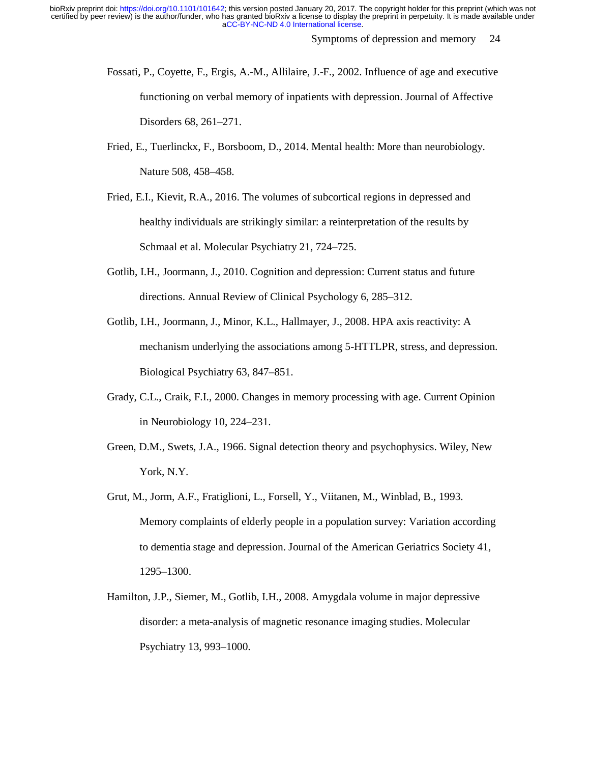Fossati, P., Coyette, F., Ergis, A.-M., Allilaire, J.-F., 2002. Influence of age and executive functioning on verbal memory of inpatients with depression. Journal of Affective Disorders 68, 261–271.

Fried, E., Tuerlinckx, F., Borsboom, D., 2014. Mental health: More than neurobiology. Nature 508, 458–458.

Fried, E.I., Kievit, R.A., 2016. The volumes of subcortical regions in depressed and healthy individuals are strikingly similar: a reinterpretation of the results by Schmaal et al. Molecular Psychiatry 21, 724–725.

Gotlib, I.H., Joormann, J., 2010. Cognition and depression: Current status and future directions. Annual Review of Clinical Psychology 6, 285–312.

Gotlib, I.H., Joormann, J., Minor, K.L., Hallmayer, J., 2008. HPA axis reactivity: A mechanism underlying the associations among 5-HTTLPR, stress, and depression. Biological Psychiatry 63, 847–851.

Grady, C.L., Craik, F.I., 2000. Changes in memory processing with age. Current Opinion in Neurobiology 10, 224–231.

Green, D.M., Swets, J.A., 1966. Signal detection theory and psychophysics. Wiley, New York, N.Y.

Grut, M., Jorm, A.F., Fratiglioni, L., Forsell, Y., Viitanen, M., Winblad, B., 1993. Memory complaints of elderly people in a population survey: Variation according to dementia stage and depression. Journal of the American Geriatrics Society 41, 1295–1300.

Hamilton, J.P., Siemer, M., Gotlib, I.H., 2008. Amygdala volume in major depressive disorder: a meta-analysis of magnetic resonance imaging studies. Molecular Psychiatry 13, 993–1000.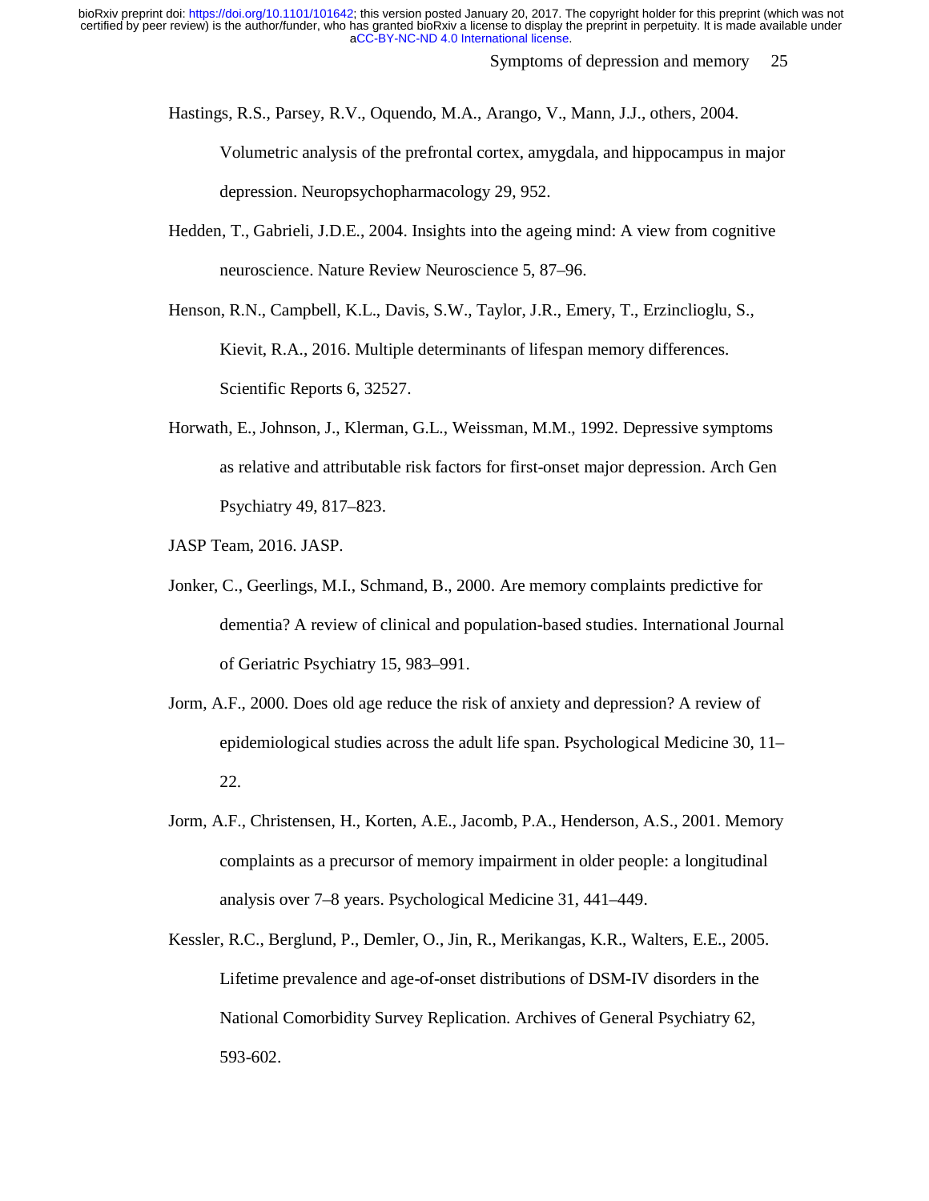Hastings, R.S., Parsey, R.V., Oquendo, M.A., Arango, V., Mann, J.J., others, 2004. Volumetric analysis of the prefrontal cortex, amygdala, and hippocampus in major depression. Neuropsychopharmacology 29, 952.

Hedden, T., Gabrieli, J.D.E., 2004. Insights into the ageing mind: A view from cognitive neuroscience. Nature Review Neuroscience 5, 87–96.

Henson, R.N., Campbell, K.L., Davis, S.W., Taylor, J.R., Emery, T., Erzinclioglu, S., Kievit, R.A., 2016. Multiple determinants of lifespan memory differences. Scientific Reports 6, 32527.

Horwath, E., Johnson, J., Klerman, G.L., Weissman, M.M., 1992. Depressive symptoms as relative and attributable risk factors for first-onset major depression. Arch Gen Psychiatry 49, 817–823.

JASP Team, 2016. JASP.

Jonker, C., Geerlings, M.I., Schmand, B., 2000. Are memory complaints predictive for dementia? A review of clinical and population-based studies. International Journal of Geriatric Psychiatry 15, 983–991.

Jorm, A.F., 2000. Does old age reduce the risk of anxiety and depression? A review of epidemiological studies across the adult life span. Psychological Medicine 30, 11–22.

Jorm, A.F., Christensen, H., Korten, A.E., Jacomb, P.A., Henderson, A.S., 2001. Memory complaints as a precursor of memory impairment in older people: a longitudinal analysis over 7–8 years. Psychological Medicine 31, 441–449.

Kessler, R.C., Berglund, P., Demler, O., Jin, R., Merikangas, K.R., Walters, E.E., 2005. Lifetime prevalence and age-of-onset distributions of DSM-IV disorders in the National Comorbidity Survey Replication. Archives of General Psychiatry 62, 593-602.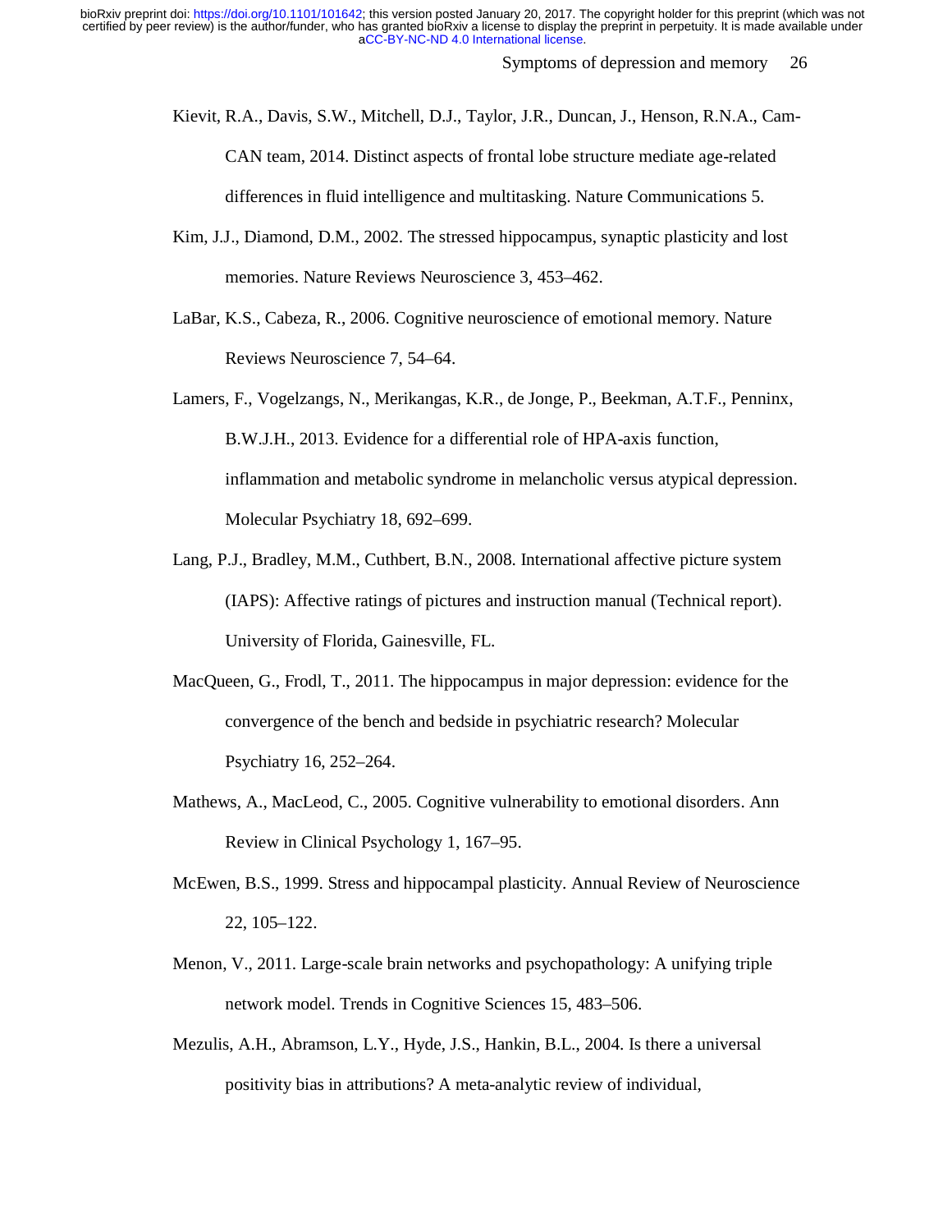Kievit, R.A., Davis, S.W., Mitchell, D.J., Taylor, J.R., Duncan, J., Henson, R.N.A., Cam-CAN team, 2014. Distinct aspects of frontal lobe structure mediate age-related differences in fluid intelligence and multitasking. Nature Communications 5.

Kim, J.J., Diamond, D.M., 2002. The stressed hippocampus, synaptic plasticity and lost memories. Nature Reviews Neuroscience 3, 453–462.

LaBar, K.S., Cabeza, R., 2006. Cognitive neuroscience of emotional memory. Nature Reviews Neuroscience 7, 54–64.

Lamers, F., Vogelzangs, N., Merikangas, K.R., de Jonge, P., Beekman, A.T.F., Penninx, B.W.J.H., 2013. Evidence for a differential role of HPA-axis function, inflammation and metabolic syndrome in melancholic versus atypical depression. Molecular Psychiatry 18, 692–699.

Lang, P.J., Bradley, M.M., Cuthbert, B.N., 2008. International affective picture system (IAPS): Affective ratings of pictures and instruction manual (Technical report). University of Florida, Gainesville, FL.

MacQueen, G., Frodl, T., 2011. The hippocampus in major depression: evidence for the convergence of the bench and bedside in psychiatric research? Molecular Psychiatry 16, 252–264.

Mathews, A., MacLeod, C., 2005. Cognitive vulnerability to emotional disorders. Ann Review in Clinical Psychology 1, 167–95.

McEwen, B.S., 1999. Stress and hippocampal plasticity. Annual Review of Neuroscience 22, 105–122.

Menon, V., 2011. Large-scale brain networks and psychopathology: A unifying triple network model. Trends in Cognitive Sciences 15, 483–506.

Mezulis, A.H., Abramson, L.Y., Hyde, J.S., Hankin, B.L., 2004. Is there a universal positivity bias in attributions? A meta-analytic review of individual,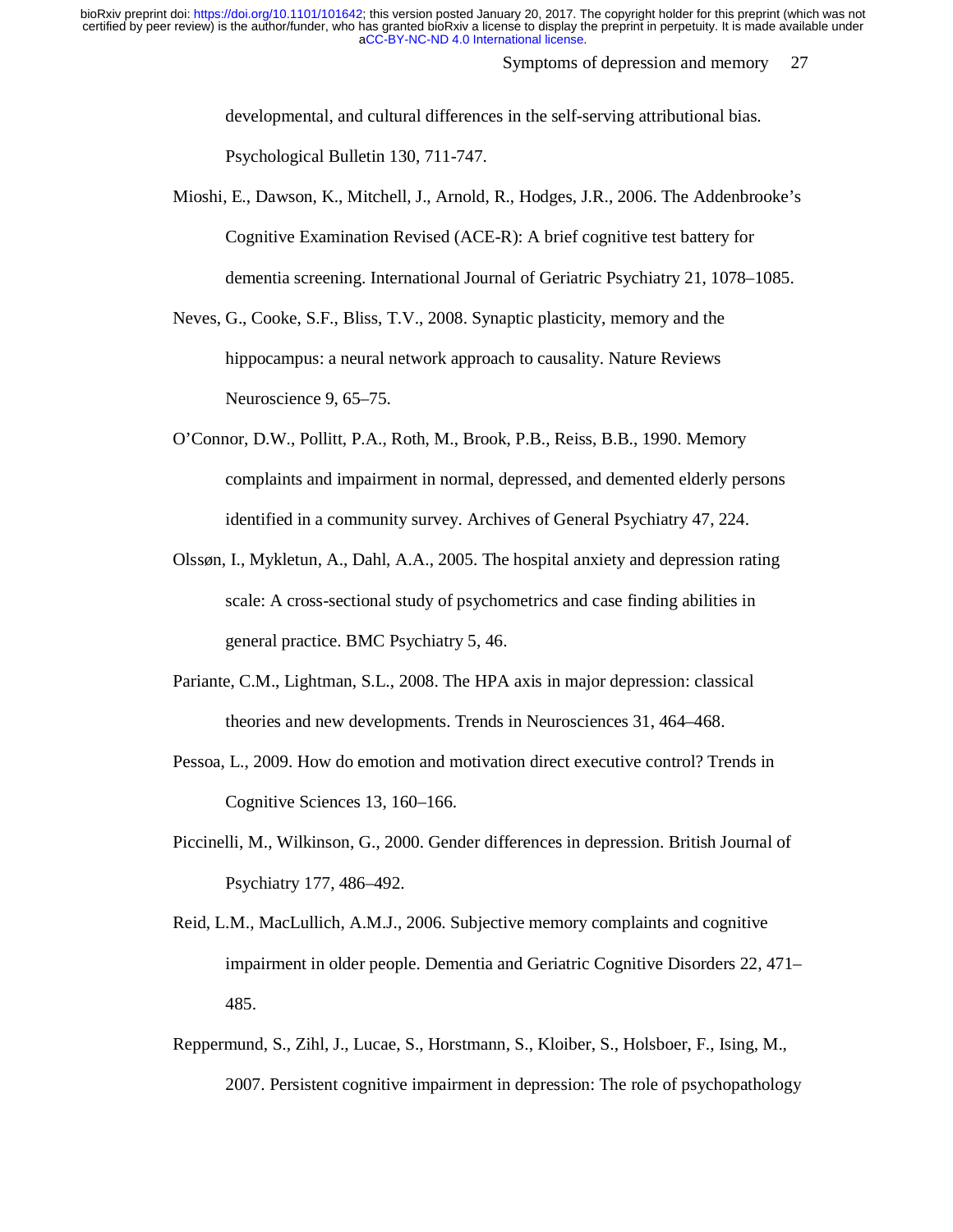developmental, and cultural differences in the self-serving attributional bias. Psychological Bulletin 130, 711-747.

Mioshi, E., Dawson, K., Mitchell, J., Arnold, R., Hodges, J.R., 2006. The Addenbrooke's Cognitive Examination Revised (ACE-R): A brief cognitive test battery for dementia screening. International Journal of Geriatric Psychiatry 21, 1078–1085.

Neves, G., Cooke, S.F., Bliss, T.V., 2008. Synaptic plasticity, memory and the hippocampus: a neural network approach to causality. Nature Reviews Neuroscience 9, 65–75.

O'Connor, D.W., Pollitt, P.A., Roth, M., Brook, P.B., Reiss, B.B., 1990. Memory complaints and impairment in normal, depressed, and demented elderly persons identified in a community survey. Archives of General Psychiatry 47, 224.

Olssøn, I., Mykletun, A., Dahl, A.A., 2005. The hospital anxiety and depression rating scale: A cross-sectional study of psychometrics and case finding abilities in general practice. BMC Psychiatry 5, 46.

Pariante, C.M., Lightman, S.L., 2008. The HPA axis in major depression: classical theories and new developments. Trends in Neurosciences 31, 464–468.

Pessoa, L., 2009. How do emotion and motivation direct executive control? Trends in Cognitive Sciences 13, 160–166.

Piccinelli, M., Wilkinson, G., 2000. Gender differences in depression. British Journal of Psychiatry 177, 486–492.

Reid, L.M., MacLullich, A.M.J., 2006. Subjective memory complaints and cognitive impairment in older people. Dementia and Geriatric Cognitive Disorders 22, 471–485.

Reppermund, S., Zihl, J., Lucae, S., Horstmann, S., Kloiber, S., Holsboer, F., Ising, M., 2007. Persistent cognitive impairment in depression: The role of psychopathology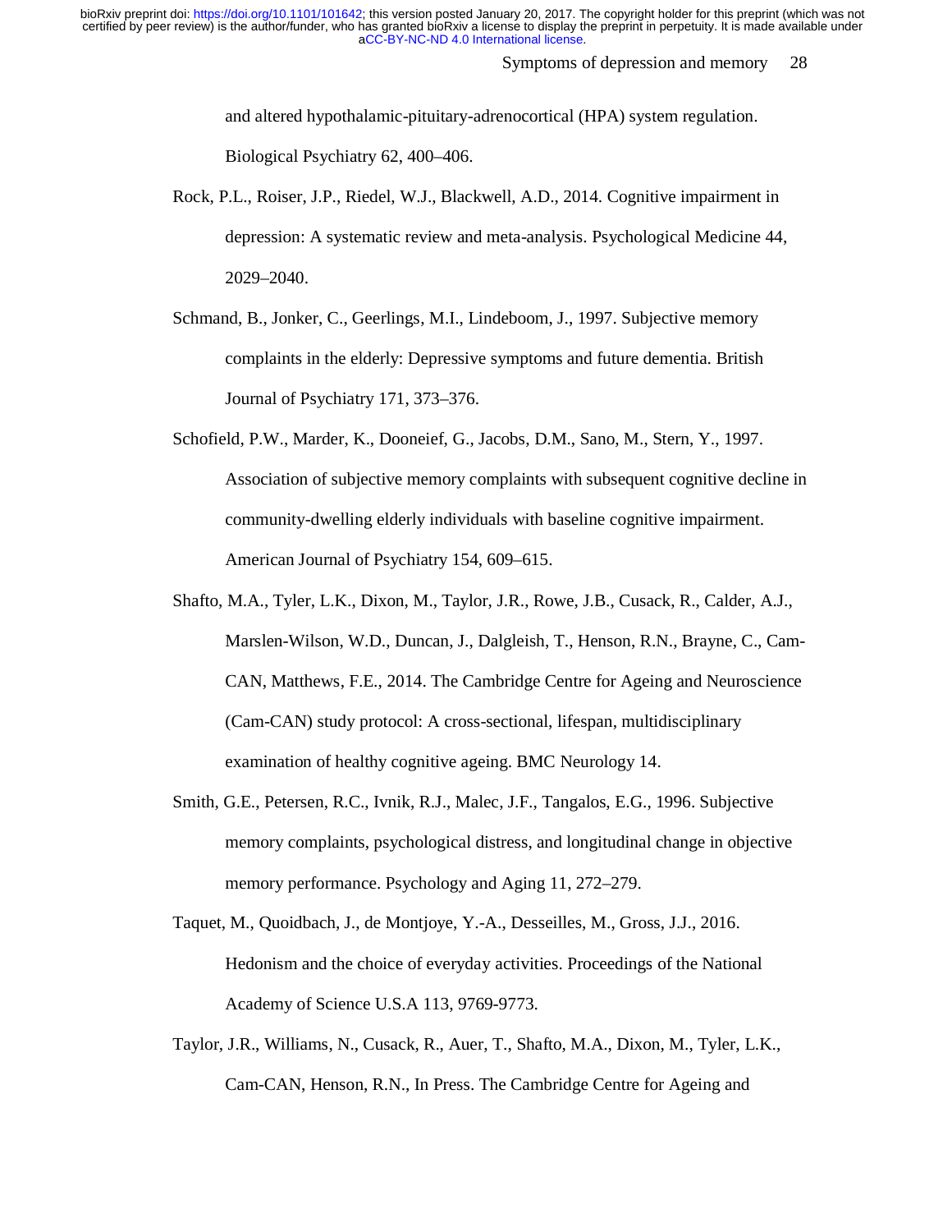and altered hypothalamic-pituitary-adrenocortical (HPA) system regulation. Biological Psychiatry 62, 400–406.

Rock, P.L., Roiser, J.P., Riedel, W.J., Blackwell, A.D., 2014. Cognitive impairment in depression: A systematic review and meta-analysis. Psychological Medicine 44, 2029–2040.

Schmand, B., Jonker, C., Geerlings, M.I., Lindeboom, J., 1997. Subjective memory complaints in the elderly: Depressive symptoms and future dementia. British Journal of Psychiatry 171, 373–376.

Schofield, P.W., Marder, K., Dooneief, G., Jacobs, D.M., Sano, M., Stern, Y., 1997. Association of subjective memory complaints with subsequent cognitive decline in community-dwelling elderly individuals with baseline cognitive impairment. American Journal of Psychiatry 154, 609–615.

Shafto, M.A., Tyler, L.K., Dixon, M., Taylor, J.R., Rowe, J.B., Cusack, R., Calder, A.J., Marslen-Wilson, W.D., Duncan, J., Dalgleish, T., Henson, R.N., Brayne, C., Cam-CAN, Matthews, F.E., 2014. The Cambridge Centre for Ageing and Neuroscience (Cam-CAN) study protocol: A cross-sectional, lifespan, multidisciplinary examination of healthy cognitive ageing. BMC Neurology 14.

Smith, G.E., Petersen, R.C., Ivnik, R.J., Malec, J.F., Tangalos, E.G., 1996. Subjective memory complaints, psychological distress, and longitudinal change in objective memory performance. Psychology and Aging 11, 272–279.

Taquet, M., Quoidbach, J., de Montjoye, Y.-A., Desseilles, M., Gross, J.J., 2016. Hedonism and the choice of everyday activities. Proceedings of the National Academy of Science U.S.A 113, 9769-9773.

Taylor, J.R., Williams, N., Cusack, R., Auer, T., Shafto, M.A., Dixon, M., Tyler, L.K., Cam-CAN, Henson, R.N., In Press. The Cambridge Centre for Ageing and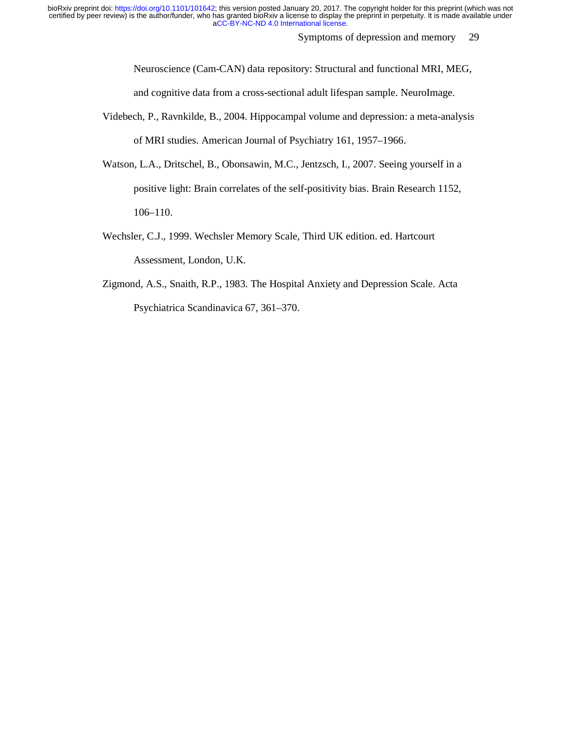Neuroscience (Cam-CAN) data repository: Structural and functional MRI, MEG, and cognitive data from a cross-sectional adult lifespan sample. NeuroImage.

Videbech, P., Ravnkilde, B., 2004. Hippocampal volume and depression: a meta-analysis of MRI studies. American Journal of Psychiatry 161, 1957–1966.

Watson, L.A., Dritschel, B., Obonsawin, M.C., Jentzsch, I., 2007. Seeing yourself in a positive light: Brain correlates of the self-positivity bias. Brain Research 1152, 106–110.

Wechsler, C.J., 1999. Wechsler Memory Scale, Third UK edition. ed. Hartcourt Assessment, London, U.K.

Zigmond, A.S., Snaith, R.P., 1983. The Hospital Anxiety and Depression Scale. Acta Psychiatrica Scandinavica 67, 361–370.